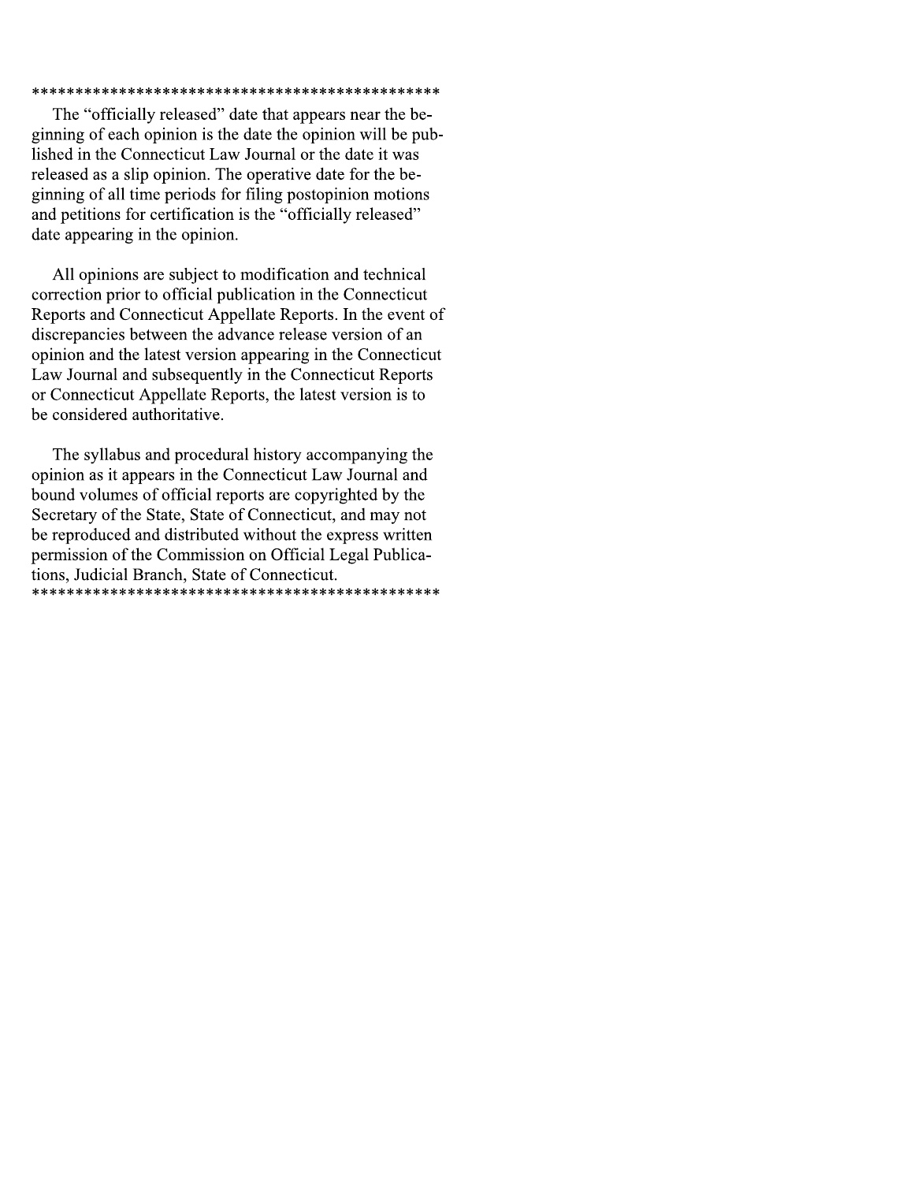\*\*\*\*\*\*\*\*\*\*\*\*\*\*\*\*\*\*\*\*\*\*\*\*\*\*\*\*\*\*\*\*\*\*\*\*\*\*\*\*\*\*\*\*\*\*\*

The "officially released" date that appears near the beginning of each opinion is the date the opinion will be published in the Connecticut Law Journal or the date it was released as a slip opinion. The operative date for the beginning of all time periods for filing postopinion motions and petitions for certification is the "officially released" date appearing in the opinion.

All opinions are subject to modification and technical correction prior to official publication in the Connecticut Reports and Connecticut Appellate Reports. In the event of discrepancies between the advance release version of an opinion and the latest version appearing in the Connecticut Law Journal and subsequently in the Connecticut Reports or Connecticut Appellate Reports, the latest version is to be considered authoritative.

The syllabus and procedural history accompanying the opinion as it appears in the Connecticut Law Journal and bound volumes of official reports are copyrighted by the Secretary of the State, State of Connecticut, and may not be reproduced and distributed without the express written permission of the Commission on Official Legal Publications, Judicial Branch, State of Connecticut.

\*\*\*\*\*\*\*\*\*\*\*\*\*\*\*\*\*\*\*\*\*\*\*\*\*\*\*\*\*\*\*\*\*\*\*\*\*\*\*\*\*\*\*\*\*\*\*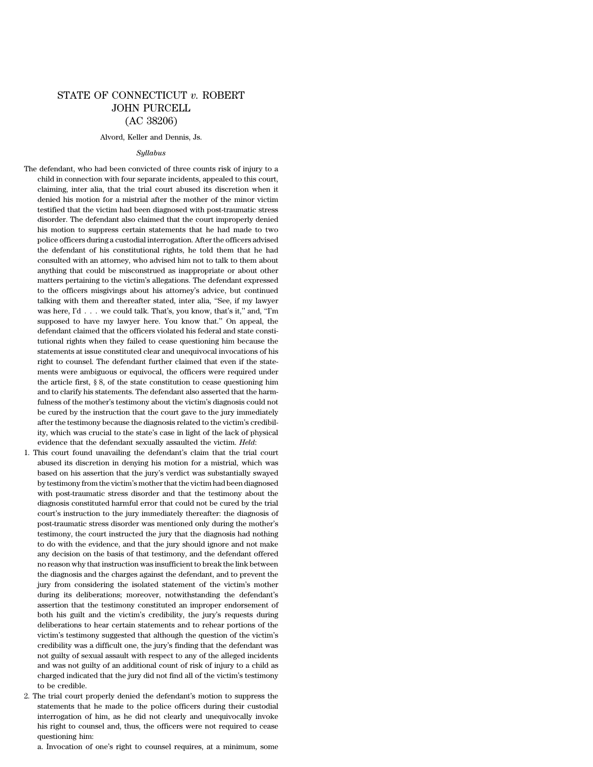# STATE OF CONNECTICUT *v.* ROBERT JOHN PURCELL (AC 38206)

Alvord, Keller and Dennis, Js.

*Syllabus*

The defendant, who had been convicted of three counts risk of injury to a child in connection with four separate incidents, appealed to this court, claiming, inter alia, that the trial court abused its discretion when it denied his motion for a mistrial after the mother of the minor victim testified that the victim had been diagnosed with post-traumatic stress disorder. The defendant also claimed that the court improperly denied his motion to suppress certain statements that he had made to two police officers during a custodial interrogation. After the officers advised the defendant of his constitutional rights, he told them that he had consulted with an attorney, who advised him not to talk to them about anything that could be misconstrued as inappropriate or about other matters pertaining to the victim's allegations. The defendant expressed to the officers misgivings about his attorney's advice, but continued talking with them and thereafter stated, inter alia, "See, if my lawyer was here, I'd . . . we could talk. That's, you know, that's it," and, "I'm supposed to have my lawyer here. You know that." On appeal, the defendant claimed that the officers violated his federal and state constitutional rights when they failed to cease questioning him because the statements at issue constituted clear and unequivocal invocations of his right to counsel. The defendant further claimed that even if the statements were ambiguous or equivocal, the officers were required under the article first, § 8, of the state constitution to cease questioning him and to clarify his statements. The defendant also asserted that the harmfulness of the mother's testimony about the victim's diagnosis could not be cured by the instruction that the court gave to the jury immediately after the testimony because the diagnosis related to the victim's credibility, which was crucial to the state's case in light of the lack of physical evidence that the defendant sexually assaulted the victim. *Held*:

1. This court found unavailing the defendant's claim that the trial court abused its discretion in denying his motion for a mistrial, which was based on his assertion that the jury's verdict was substantially swayed by testimony from the victim's mother that the victim had been diagnosed with post-traumatic stress disorder and that the testimony about the diagnosis constituted harmful error that could not be cured by the trial court's instruction to the jury immediately thereafter: the diagnosis of post-traumatic stress disorder was mentioned only during the mother's testimony, the court instructed the jury that the diagnosis had nothing to do with the evidence, and that the jury should ignore and not make any decision on the basis of that testimony, and the defendant offered no reason why that instruction was insufficient to break the link between the diagnosis and the charges against the defendant, and to prevent the jury from considering the isolated statement of the victim's mother during its deliberations; moreover, notwithstanding the defendant's assertion that the testimony constituted an improper endorsement of both his guilt and the victim's credibility, the jury's requests during deliberations to hear certain statements and to rehear portions of the victim's testimony suggested that although the question of the victim's credibility was a difficult one, the jury's finding that the defendant was not guilty of sexual assault with respect to any of the alleged incidents and was not guilty of an additional count of risk of injury to a child as charged indicated that the jury did not find all of the victim's testimony to be credible.

2. The trial court properly denied the defendant's motion to suppress the statements that he made to the police officers during their custodial interrogation of him, as he did not clearly and unequivocally invoke his right to counsel and, thus, the officers were not required to cease questioning him:

   a. Invocation of one's right to counsel requires, at a minimum, some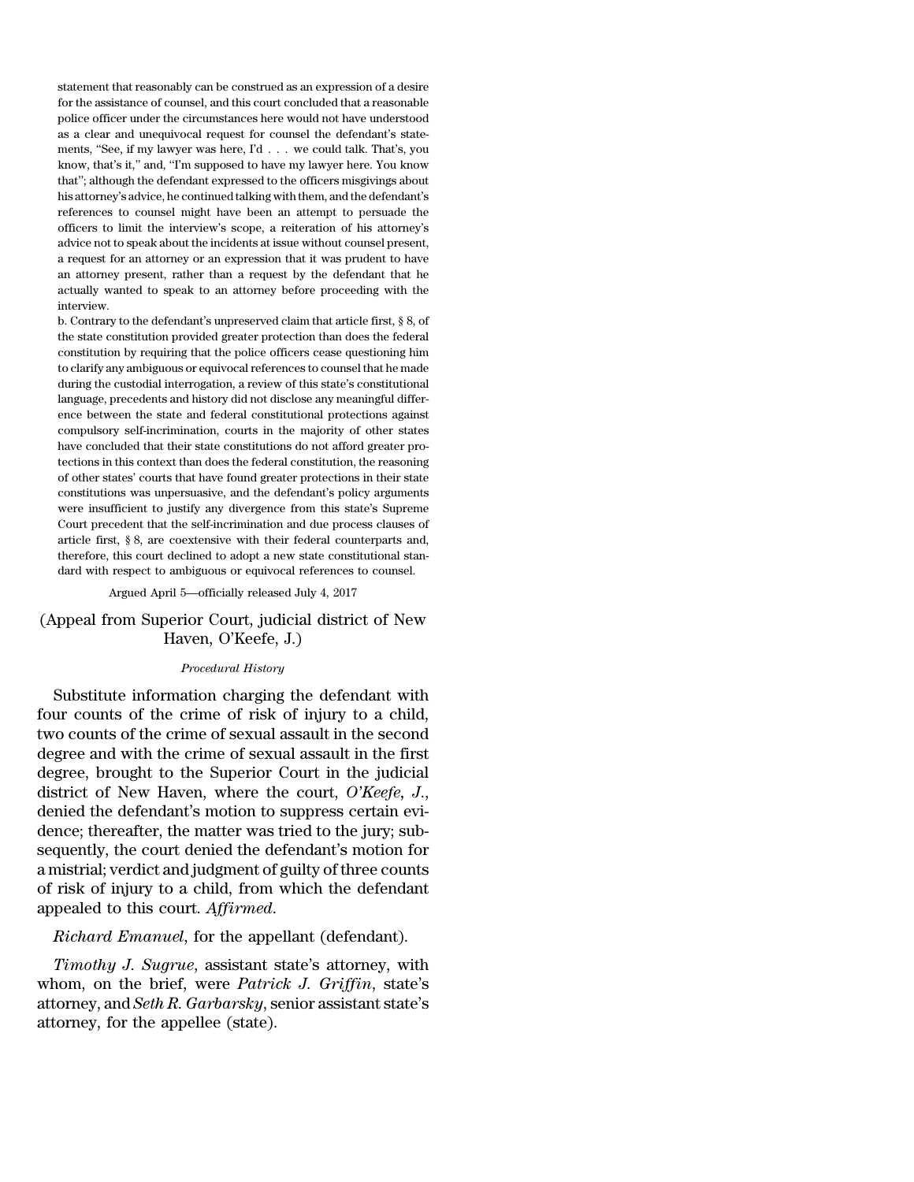statement that reasonably can be construed as an expression of a desire for the assistance of counsel, and this court concluded that a reasonable police officer under the circumstances here would not have understood as a clear and unequivocal request for counsel the defendant's statements, "See, if my lawyer was here, I'd . . . we could talk. That's, you know, that's it," and, "I'm supposed to have my lawyer here. You know that"; although the defendant expressed to the officers misgivings about his attorney's advice, he continued talking with them, and the defendant's references to counsel might have been an attempt to persuade the officers to limit the interview's scope, a reiteration of his attorney's advice not to speak about the incidents at issue without counsel present, a request for an attorney or an expression that it was prudent to have an attorney present, rather than a request by the defendant that he actually wanted to speak to an attorney before proceeding with the interview.

b. Contrary to the defendant's unpreserved claim that article first, § 8, of the state constitution provided greater protection than does the federal constitution by requiring that the police officers cease questioning him to clarify any ambiguous or equivocal references to counsel that he made during the custodial interrogation, a review of this state's constitutional language, precedents and history did not disclose any meaningful difference between the state and federal constitutional protections against compulsory self-incrimination, courts in the majority of other states have concluded that their state constitutions do not afford greater protections in this context than does the federal constitution, the reasoning of other states' courts that have found greater protections in their state constitutions was unpersuasive, and the defendant's policy arguments were insufficient to justify any divergence from this state's Supreme Court precedent that the self-incrimination and due process clauses of article first, § 8, are coextensive with their federal counterparts and, therefore, this court declined to adopt a new state constitutional standard with respect to ambiguous or equivocal references to counsel.

Argued April 5—officially released July 4, 2017

(Appeal from Superior Court, judicial district of New Haven, O'Keefe, J.)

*Procedural History*

Substitute information charging the defendant with four counts of the crime of risk of injury to a child, two counts of the crime of sexual assault in the second degree and with the crime of sexual assault in the first degree, brought to the Superior Court in the judicial district of New Haven, where the court, *O'Keefe, J.*, denied the defendant's motion to suppress certain evidence; thereafter, the matter was tried to the jury; subsequently, the court denied the defendant's motion for a mistrial; verdict and judgment of guilty of three counts of risk of injury to a child, from which the defendant appealed to this court. *Affirmed.*

*Richard Emanuel*, for the appellant (defendant).

*Timothy J. Sugrue*, assistant state's attorney, with whom, on the brief, were *Patrick J. Griffin*, state's attorney, and *Seth R. Garbarsky*, senior assistant state's attorney, for the appellee (state).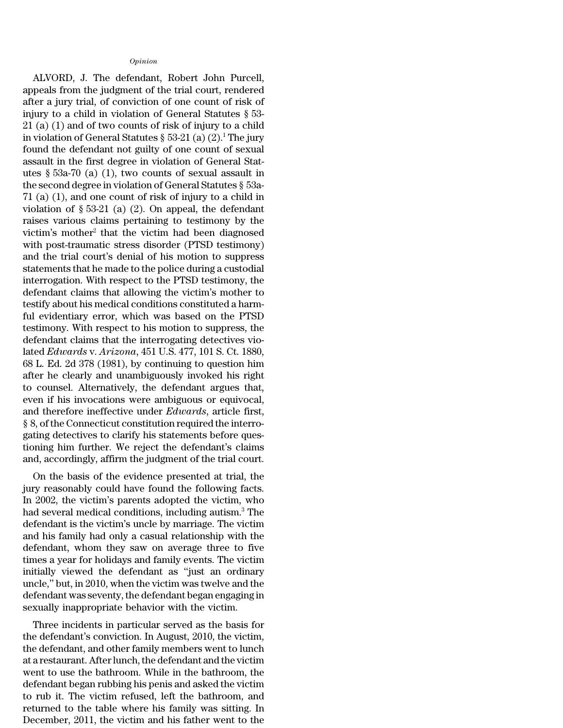*Opinion*

ALVORD, J. The defendant, Robert John Purcell, appeals from the judgment of the trial court, rendered after a jury trial, of conviction of one count of risk of injury to a child in violation of General Statutes § 53-21 (a) (1) and of two counts of risk of injury to a child in violation of General Statutes § 53-21 (a) (2).[1] The jury found the defendant not guilty of one count of sexual assault in the first degree in violation of General Statutes § 53a-70 (a) (1), two counts of sexual assault in the second degree in violation of General Statutes § 53a-71 (a) (1), and one count of risk of injury to a child in violation of § 53-21 (a) (2). On appeal, the defendant raises various claims pertaining to testimony by the victim's mother[2] that the victim had been diagnosed with post-traumatic stress disorder (PTSD testimony) and the trial court's denial of his motion to suppress statements that he made to the police during a custodial interrogation. With respect to the PTSD testimony, the defendant claims that allowing the victim's mother to testify about his medical conditions constituted a harmful evidentiary error, which was based on the PTSD testimony. With respect to his motion to suppress, the defendant claims that the interrogating detectives violated *Edwards* v. *Arizona*, 451 U.S. 477, 101 S. Ct. 1880, 68 L. Ed. 2d 378 (1981), by continuing to question him after he clearly and unambiguously invoked his right to counsel. Alternatively, the defendant argues that, even if his invocations were ambiguous or equivocal, and therefore ineffective under *Edwards*, article first, § 8, of the Connecticut constitution required the interrogating detectives to clarify his statements before questioning him further. We reject the defendant's claims and, accordingly, affirm the judgment of the trial court.

On the basis of the evidence presented at trial, the jury reasonably could have found the following facts. In 2002, the victim's parents adopted the victim, who had several medical conditions, including autism.[3] The defendant is the victim's uncle by marriage. The victim and his family had only a casual relationship with the defendant, whom they saw on average three to five times a year for holidays and family events. The victim initially viewed the defendant as "just an ordinary uncle," but, in 2010, when the victim was twelve and the defendant was seventy, the defendant began engaging in sexually inappropriate behavior with the victim.

Three incidents in particular served as the basis for the defendant's conviction. In August, 2010, the victim, the defendant, and other family members went to lunch at a restaurant. After lunch, the defendant and the victim went to use the bathroom. While in the bathroom, the defendant began rubbing his penis and asked the victim to rub it. The victim refused, left the bathroom, and returned to the table where his family was sitting. In December, 2011, the victim and his father went to the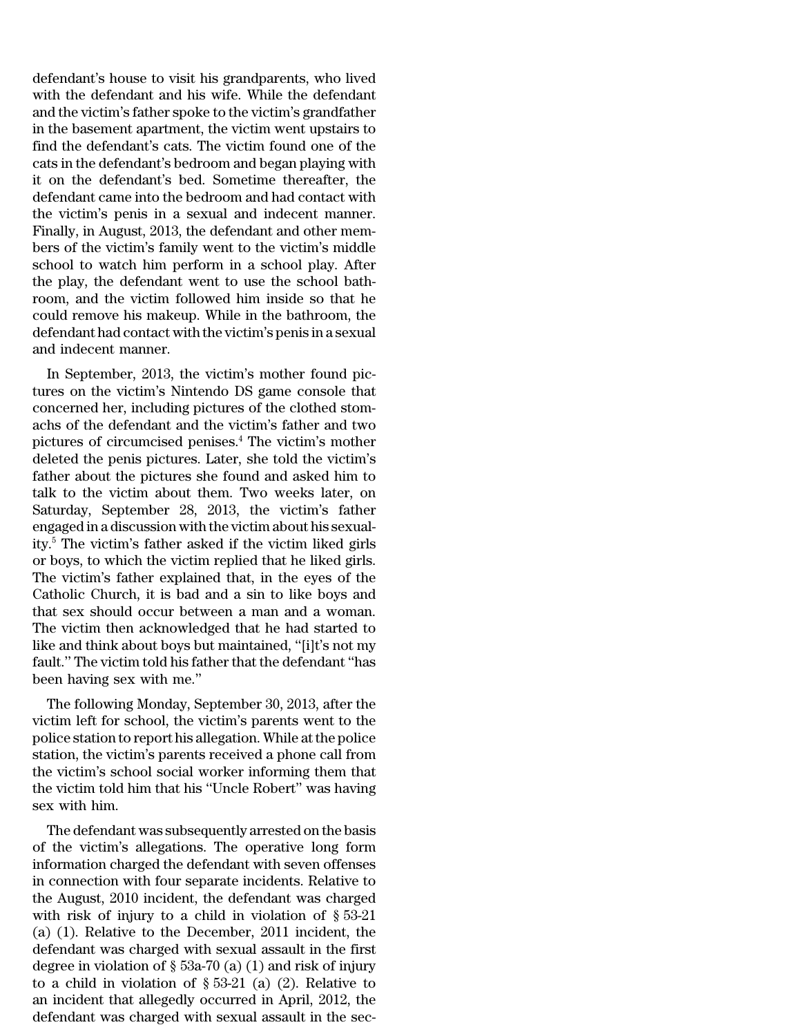defendant's house to visit his grandparents, who lived with the defendant and his wife. While the defendant and the victim's father spoke to the victim's grandfather in the basement apartment, the victim went upstairs to find the defendant's cats. The victim found one of the cats in the defendant's bedroom and began playing with it on the defendant's bed. Sometime thereafter, the defendant came into the bedroom and had contact with the victim's penis in a sexual and indecent manner. Finally, in August, 2013, the defendant and other members of the victim's family went to the victim's middle school to watch him perform in a school play. After the play, the defendant went to use the school bathroom, and the victim followed him inside so that he could remove his makeup. While in the bathroom, the defendant had contact with the victim's penis in a sexual and indecent manner.

In September, 2013, the victim's mother found pictures on the victim's Nintendo DS game console that concerned her, including pictures of the clothed stomachs of the defendant and the victim's father and two pictures of circumcised penises.[4] The victim's mother deleted the penis pictures. Later, she told the victim's father about the pictures she found and asked him to talk to the victim about them. Two weeks later, on Saturday, September 28, 2013, the victim's father engaged in a discussion with the victim about his sexuality.[5] The victim's father asked if the victim liked girls or boys, to which the victim replied that he liked girls. The victim's father explained that, in the eyes of the Catholic Church, it is bad and a sin to like boys and that sex should occur between a man and a woman. The victim then acknowledged that he had started to like and think about boys but maintained, "[i]t's not my fault." The victim told his father that the defendant "has been having sex with me."

The following Monday, September 30, 2013, after the victim left for school, the victim's parents went to the police station to report his allegation. While at the police station, the victim's parents received a phone call from the victim's school social worker informing them that the victim told him that his "Uncle Robert" was having sex with him.

The defendant was subsequently arrested on the basis of the victim's allegations. The operative long form information charged the defendant with seven offenses in connection with four separate incidents. Relative to the August, 2010 incident, the defendant was charged with risk of injury to a child in violation of § 53-21 (a) (1). Relative to the December, 2011 incident, the defendant was charged with sexual assault in the first degree in violation of § 53a-70 (a) (1) and risk of injury to a child in violation of § 53-21 (a) (2). Relative to an incident that allegedly occurred in April, 2012, the defendant was charged with sexual assault in the sec-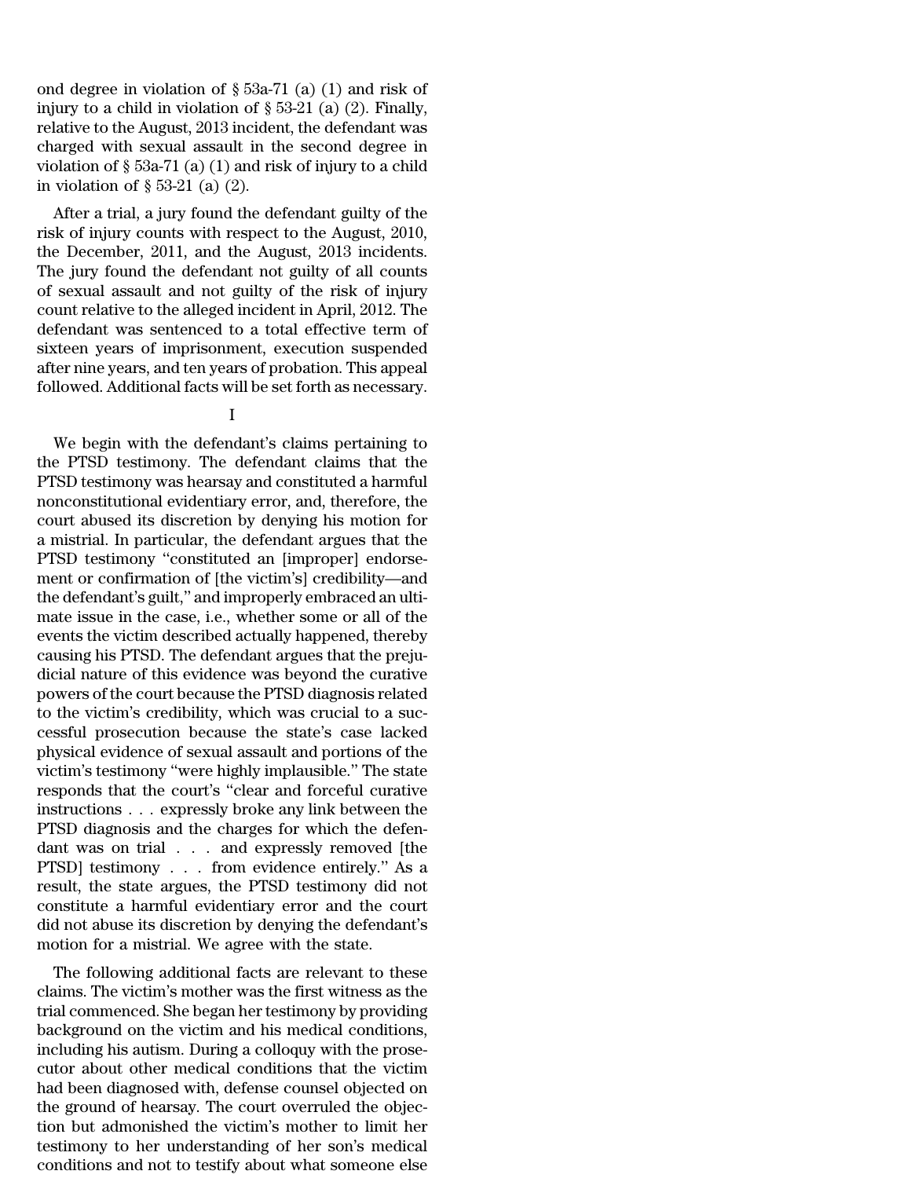ond degree in violation of § 53a-71 (a) (1) and risk of injury to a child in violation of § 53-21 (a) (2). Finally, relative to the August, 2013 incident, the defendant was charged with sexual assault in the second degree in violation of § 53a-71 (a) (1) and risk of injury to a child in violation of § 53-21 (a) (2).

After a trial, a jury found the defendant guilty of the risk of injury counts with respect to the August, 2010, the December, 2011, and the August, 2013 incidents. The jury found the defendant not guilty of all counts of sexual assault and not guilty of the risk of injury count relative to the alleged incident in April, 2012. The defendant was sentenced to a total effective term of sixteen years of imprisonment, execution suspended after nine years, and ten years of probation. This appeal followed. Additional facts will be set forth as necessary.

I

We begin with the defendant's claims pertaining to the PTSD testimony. The defendant claims that the PTSD testimony was hearsay and constituted a harmful nonconstitutional evidentiary error, and, therefore, the court abused its discretion by denying his motion for a mistrial. In particular, the defendant argues that the PTSD testimony "constituted an [improper] endorsement or confirmation of [the victim's] credibility—and the defendant's guilt," and improperly embraced an ultimate issue in the case, i.e., whether some or all of the events the victim described actually happened, thereby causing his PTSD. The defendant argues that the prejudicial nature of this evidence was beyond the curative powers of the court because the PTSD diagnosis related to the victim's credibility, which was crucial to a successful prosecution because the state's case lacked physical evidence of sexual assault and portions of the victim's testimony "were highly implausible." The state responds that the court's "clear and forceful curative instructions . . . expressly broke any link between the PTSD diagnosis and the charges for which the defendant was on trial . . . and expressly removed [the PTSD] testimony . . . from evidence entirely." As a result, the state argues, the PTSD testimony did not constitute a harmful evidentiary error and the court did not abuse its discretion by denying the defendant's motion for a mistrial. We agree with the state.

The following additional facts are relevant to these claims. The victim's mother was the first witness as the trial commenced. She began her testimony by providing background on the victim and his medical conditions, including his autism. During a colloquy with the prosecutor about other medical conditions that the victim had been diagnosed with, defense counsel objected on the ground of hearsay. The court overruled the objection but admonished the victim's mother to limit her testimony to her understanding of her son's medical conditions and not to testify about what someone else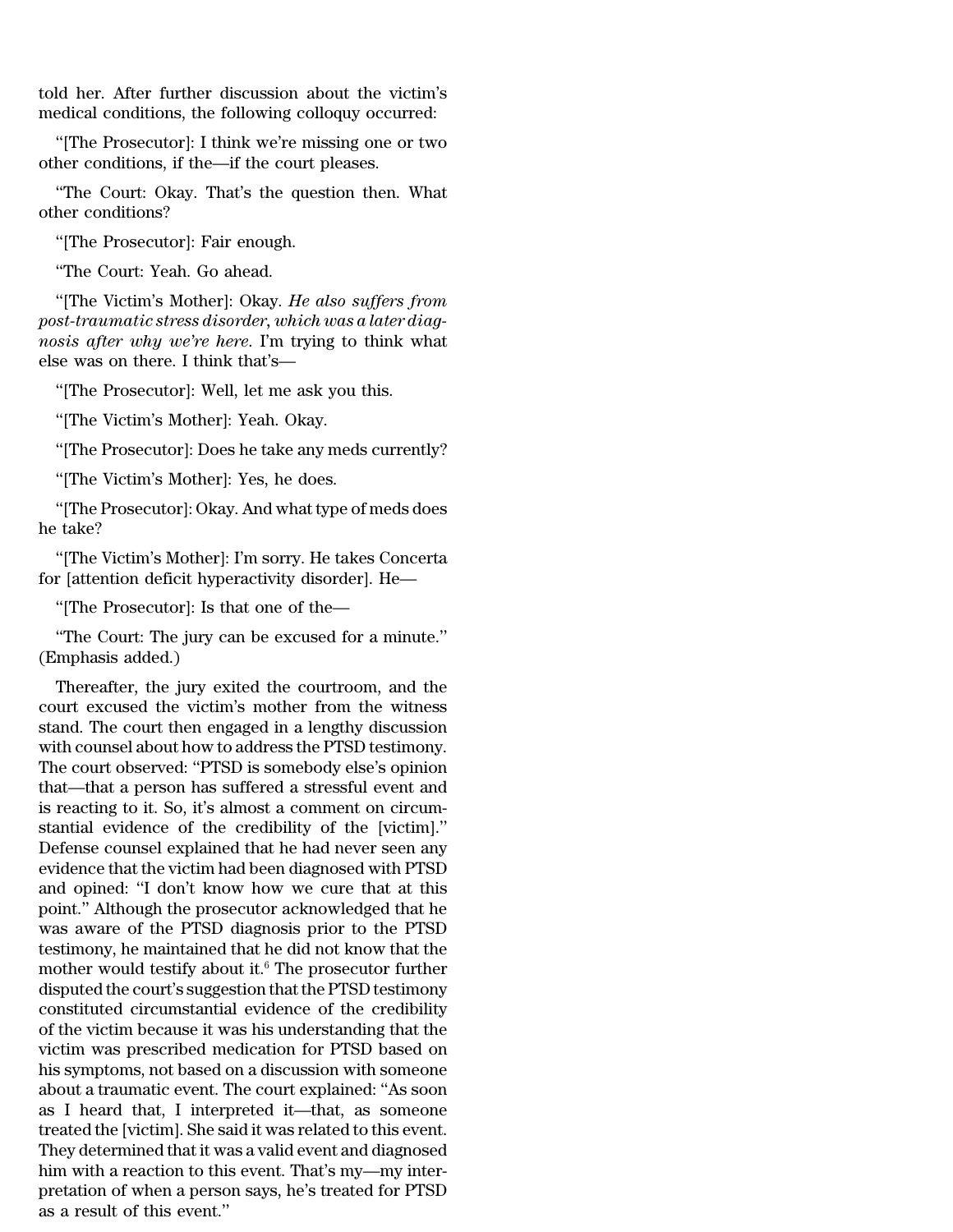told her. After further discussion about the victim's medical conditions, the following colloquy occurred:

"[The Prosecutor]: I think we're missing one or two other conditions, if the—if the court pleases.

"The Court: Okay. That's the question then. What other conditions?

"[The Prosecutor]: Fair enough.

"The Court: Yeah. Go ahead.

"[The Victim's Mother]: Okay. *He also suffers from post-traumatic stress disorder, which was a later diagnosis after why we're here*. I'm trying to think what else was on there. I think that's—

"[The Prosecutor]: Well, let me ask you this.

"[The Victim's Mother]: Yeah. Okay.

"[The Prosecutor]: Does he take any meds currently?

"[The Victim's Mother]: Yes, he does.

"[The Prosecutor]: Okay. And what type of meds does he take?

"[The Victim's Mother]: I'm sorry. He takes Concerta for [attention deficit hyperactivity disorder]. He—

"[The Prosecutor]: Is that one of the—

"The Court: The jury can be excused for a minute." (Emphasis added.)

Thereafter, the jury exited the courtroom, and the court excused the victim's mother from the witness stand. The court then engaged in a lengthy discussion with counsel about how to address the PTSD testimony. The court observed: "PTSD is somebody else's opinion that—that a person has suffered a stressful event and is reacting to it. So, it's almost a comment on circumstantial evidence of the credibility of the [victim]." Defense counsel explained that he had never seen any evidence that the victim had been diagnosed with PTSD and opined: "I don't know how we cure that at this point." Although the prosecutor acknowledged that he was aware of the PTSD diagnosis prior to the PTSD testimony, he maintained that he did not know that the mother would testify about it.[6] The prosecutor further disputed the court's suggestion that the PTSD testimony constituted circumstantial evidence of the credibility of the victim because it was his understanding that the victim was prescribed medication for PTSD based on his symptoms, not based on a discussion with someone about a traumatic event. The court explained: "As soon as I heard that, I interpreted it—that, as someone treated the [victim]. She said it was related to this event. They determined that it was a valid event and diagnosed him with a reaction to this event. That's my—my interpretation of when a person says, he's treated for PTSD as a result of this event."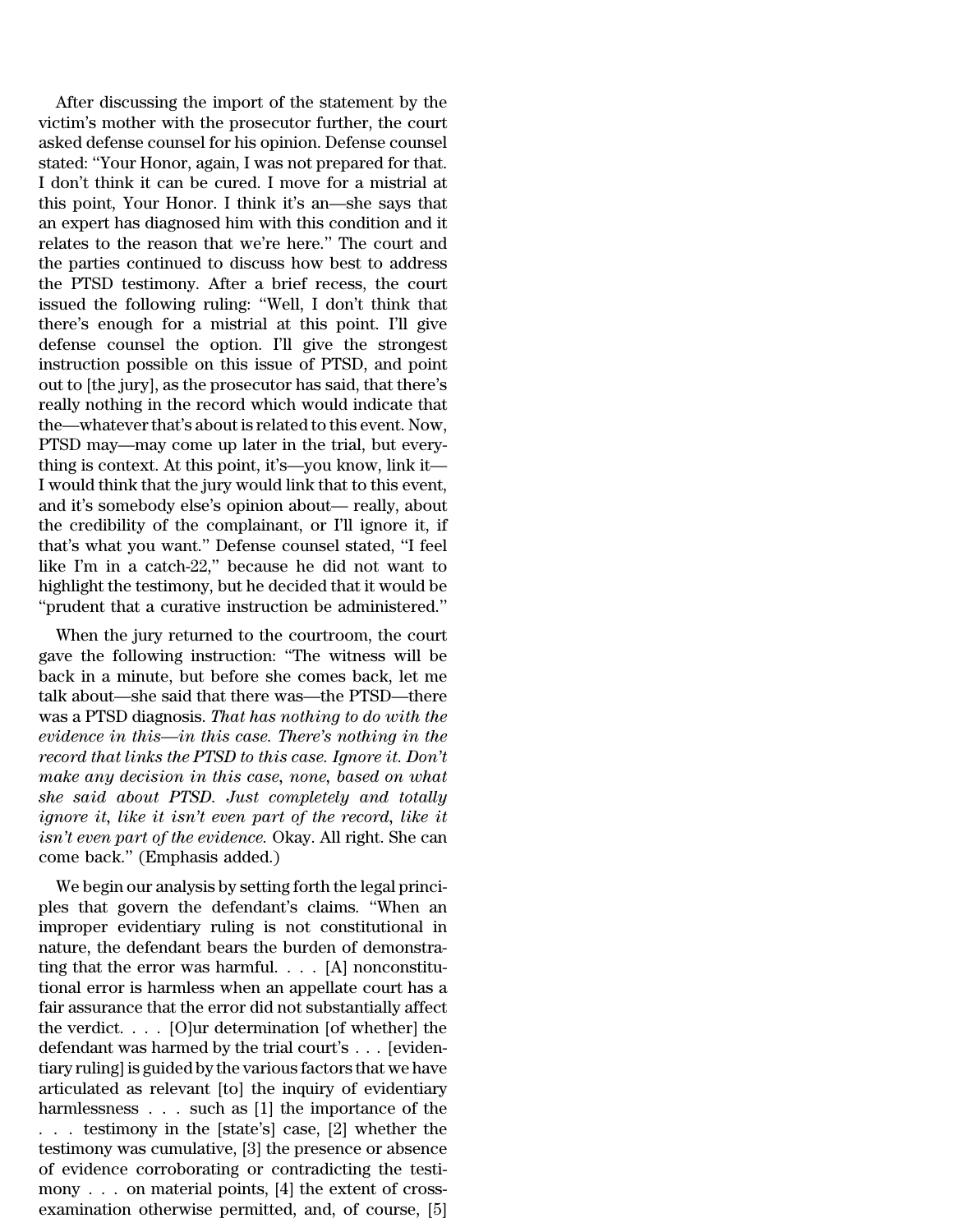After discussing the import of the statement by the victim's mother with the prosecutor further, the court asked defense counsel for his opinion. Defense counsel stated: "Your Honor, again, I was not prepared for that. I don't think it can be cured. I move for a mistrial at this point, Your Honor. I think it's an—she says that an expert has diagnosed him with this condition and it relates to the reason that we're here." The court and the parties continued to discuss how best to address the PTSD testimony. After a brief recess, the court issued the following ruling: "Well, I don't think that there's enough for a mistrial at this point. I'll give defense counsel the option. I'll give the strongest instruction possible on this issue of PTSD, and point out to [the jury], as the prosecutor has said, that there's really nothing in the record which would indicate that the—whatever that's about is related to this event. Now, PTSD may—may come up later in the trial, but everything is context. At this point, it's—you know, link it—I would think that the jury would link that to this event, and it's somebody else's opinion about— really, about the credibility of the complainant, or I'll ignore it, if that's what you want." Defense counsel stated, "I feel like I'm in a catch-22," because he did not want to highlight the testimony, but he decided that it would be "prudent that a curative instruction be administered."

When the jury returned to the courtroom, the court gave the following instruction: "The witness will be back in a minute, but before she comes back, let me talk about—she said that there was—the PTSD—there was a PTSD diagnosis. *That has nothing to do with the evidence in this—in this case. There's nothing in the record that links the PTSD to this case. Ignore it. Don't make any decision in this case, none, based on what she said about PTSD. Just completely and totally ignore it, like it isn't even part of the record, like it isn't even part of the evidence.* Okay. All right. She can come back." (Emphasis added.)

We begin our analysis by setting forth the legal principles that govern the defendant's claims. "When an improper evidentiary ruling is not constitutional in nature, the defendant bears the burden of demonstrating that the error was harmful. . . . [A] nonconstitutional error is harmless when an appellate court has a fair assurance that the error did not substantially affect the verdict. . . . [O]ur determination [of whether] the defendant was harmed by the trial court's . . . [evidentiary ruling] is guided by the various factors that we have articulated as relevant [to] the inquiry of evidentiary harmlessness . . . such as [1] the importance of the . . . testimony in the [state's] case, [2] whether the testimony was cumulative, [3] the presence or absence of evidence corroborating or contradicting the testimony . . . on material points, [4] the extent of cross-examination otherwise permitted, and, of course, [5]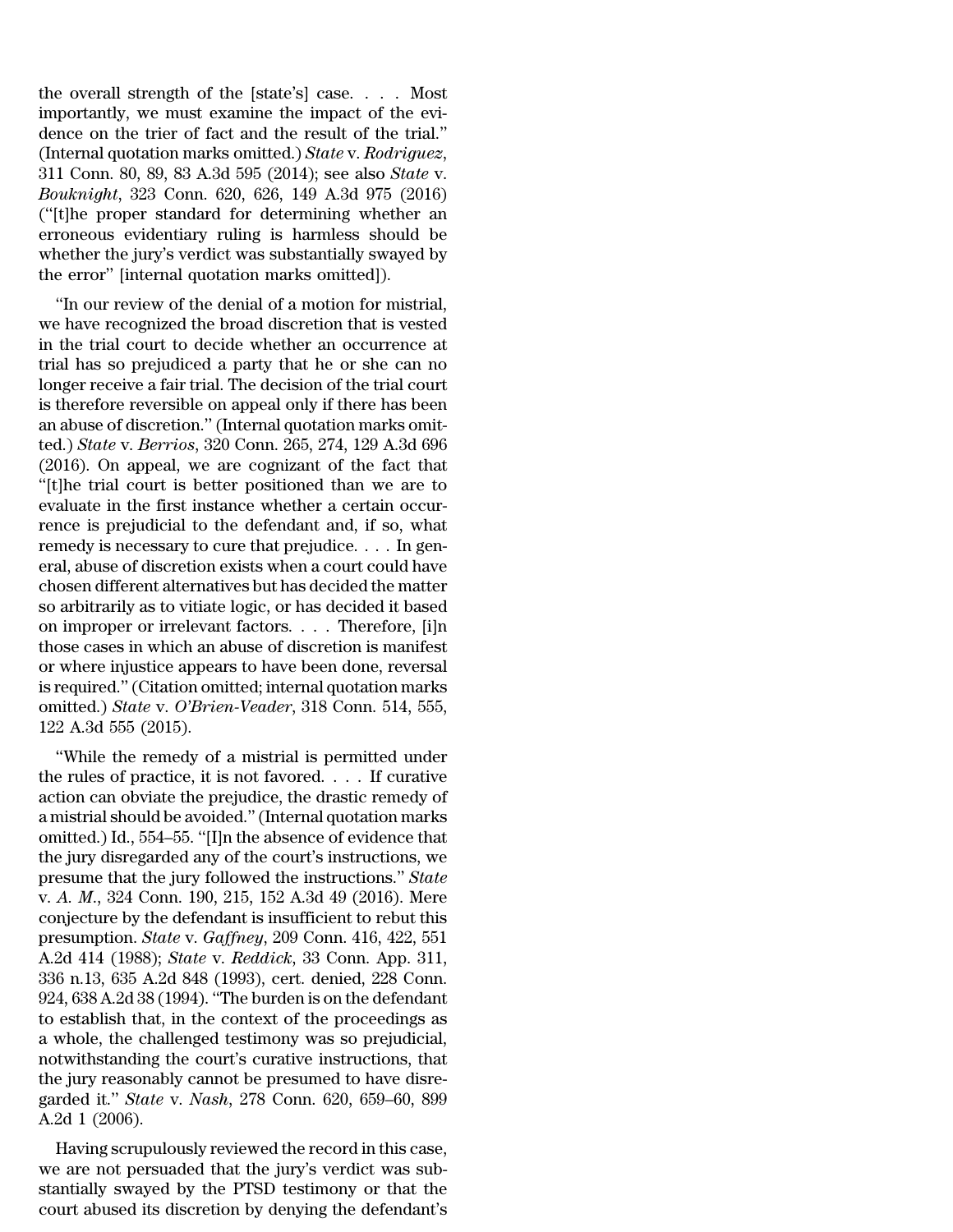the overall strength of the [state's] case. . . . Most importantly, we must examine the impact of the evidence on the trier of fact and the result of the trial." (Internal quotation marks omitted.) *State* v. *Rodriguez*, 311 Conn. 80, 89, 83 A.3d 595 (2014); see also *State* v. *Bouknight*, 323 Conn. 620, 626, 149 A.3d 975 (2016) ("[t]he proper standard for determining whether an erroneous evidentiary ruling is harmless should be whether the jury's verdict was substantially swayed by the error" [internal quotation marks omitted]).

"In our review of the denial of a motion for mistrial, we have recognized the broad discretion that is vested in the trial court to decide whether an occurrence at trial has so prejudiced a party that he or she can no longer receive a fair trial. The decision of the trial court is therefore reversible on appeal only if there has been an abuse of discretion." (Internal quotation marks omitted.) *State* v. *Berrios*, 320 Conn. 265, 274, 129 A.3d 696 (2016). On appeal, we are cognizant of the fact that "[t]he trial court is better positioned than we are to evaluate in the first instance whether a certain occurrence is prejudicial to the defendant and, if so, what remedy is necessary to cure that prejudice. . . . In general, abuse of discretion exists when a court could have chosen different alternatives but has decided the matter so arbitrarily as to vitiate logic, or has decided it based on improper or irrelevant factors. . . . Therefore, [i]n those cases in which an abuse of discretion is manifest or where injustice appears to have been done, reversal is required." (Citation omitted; internal quotation marks omitted.) *State* v. *O'Brien-Veader*, 318 Conn. 514, 555, 122 A.3d 555 (2015).

"While the remedy of a mistrial is permitted under the rules of practice, it is not favored. . . . If curative action can obviate the prejudice, the drastic remedy of a mistrial should be avoided." (Internal quotation marks omitted.) Id., 554–55. "[I]n the absence of evidence that the jury disregarded any of the court's instructions, we presume that the jury followed the instructions." *State* v. *A. M.*, 324 Conn. 190, 215, 152 A.3d 49 (2016). Mere conjecture by the defendant is insufficient to rebut this presumption. *State* v. *Gaffney*, 209 Conn. 416, 422, 551 A.2d 414 (1988); *State* v. *Reddick*, 33 Conn. App. 311, 336 n.13, 635 A.2d 848 (1993), cert. denied, 228 Conn. 924, 638 A.2d 38 (1994). "The burden is on the defendant to establish that, in the context of the proceedings as a whole, the challenged testimony was so prejudicial, notwithstanding the court's curative instructions, that the jury reasonably cannot be presumed to have disregarded it." *State* v. *Nash*, 278 Conn. 620, 659–60, 899 A.2d 1 (2006).

Having scrupulously reviewed the record in this case, we are not persuaded that the jury's verdict was substantially swayed by the PTSD testimony or that the court abused its discretion by denying the defendant's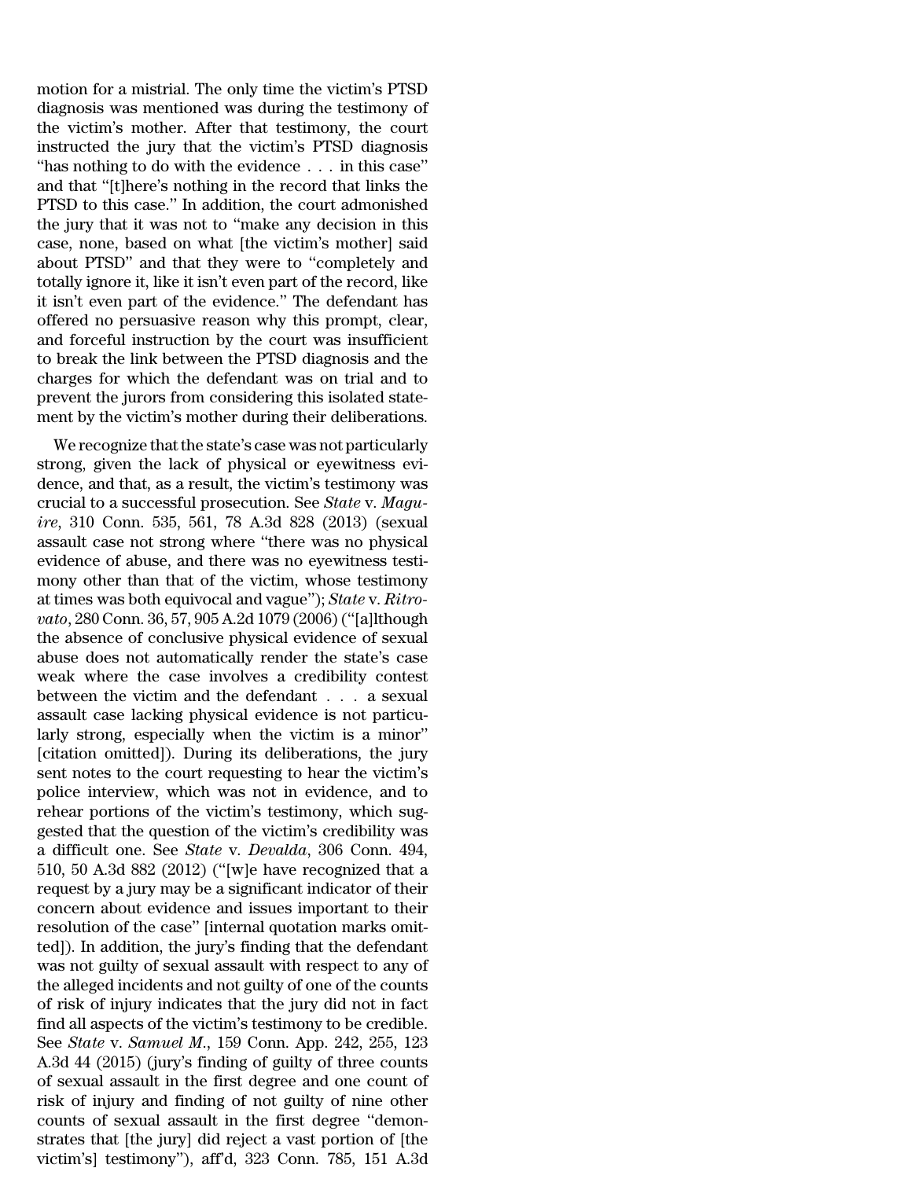motion for a mistrial. The only time the victim's PTSD diagnosis was mentioned was during the testimony of the victim's mother. After that testimony, the court instructed the jury that the victim's PTSD diagnosis "has nothing to do with the evidence . . . in this case" and that "[t]here's nothing in the record that links the PTSD to this case." In addition, the court admonished the jury that it was not to "make any decision in this case, none, based on what [the victim's mother] said about PTSD" and that they were to "completely and totally ignore it, like it isn't even part of the record, like it isn't even part of the evidence." The defendant has offered no persuasive reason why this prompt, clear, and forceful instruction by the court was insufficient to break the link between the PTSD diagnosis and the charges for which the defendant was on trial and to prevent the jurors from considering this isolated statement by the victim's mother during their deliberations.

We recognize that the state's case was not particularly strong, given the lack of physical or eyewitness evidence, and that, as a result, the victim's testimony was crucial to a successful prosecution. See *State* v. *Maguire*, 310 Conn. 535, 561, 78 A.3d 828 (2013) (sexual assault case not strong where "there was no physical evidence of abuse, and there was no eyewitness testimony other than that of the victim, whose testimony at times was both equivocal and vague"); *State* v. *Ritrovato*, 280 Conn. 36, 57, 905 A.2d 1079 (2006) ("[a]lthough the absence of conclusive physical evidence of sexual abuse does not automatically render the state's case weak where the case involves a credibility contest between the victim and the defendant . . . a sexual assault case lacking physical evidence is not particularly strong, especially when the victim is a minor" [citation omitted]). During its deliberations, the jury sent notes to the court requesting to hear the victim's police interview, which was not in evidence, and to rehear portions of the victim's testimony, which suggested that the question of the victim's credibility was a difficult one. See *State* v. *Devalda*, 306 Conn. 494, 510, 50 A.3d 882 (2012) ("[w]e have recognized that a request by a jury may be a significant indicator of their concern about evidence and issues important to their resolution of the case" [internal quotation marks omitted]). In addition, the jury's finding that the defendant was not guilty of sexual assault with respect to any of the alleged incidents and not guilty of one of the counts of risk of injury indicates that the jury did not in fact find all aspects of the victim's testimony to be credible. See *State* v. *Samuel M.*, 159 Conn. App. 242, 255, 123 A.3d 44 (2015) (jury's finding of guilty of three counts of sexual assault in the first degree and one count of risk of injury and finding of not guilty of nine other counts of sexual assault in the first degree "demonstrates that [the jury] did reject a vast portion of [the victim's] testimony"), aff'd, 323 Conn. 785, 151 A.3d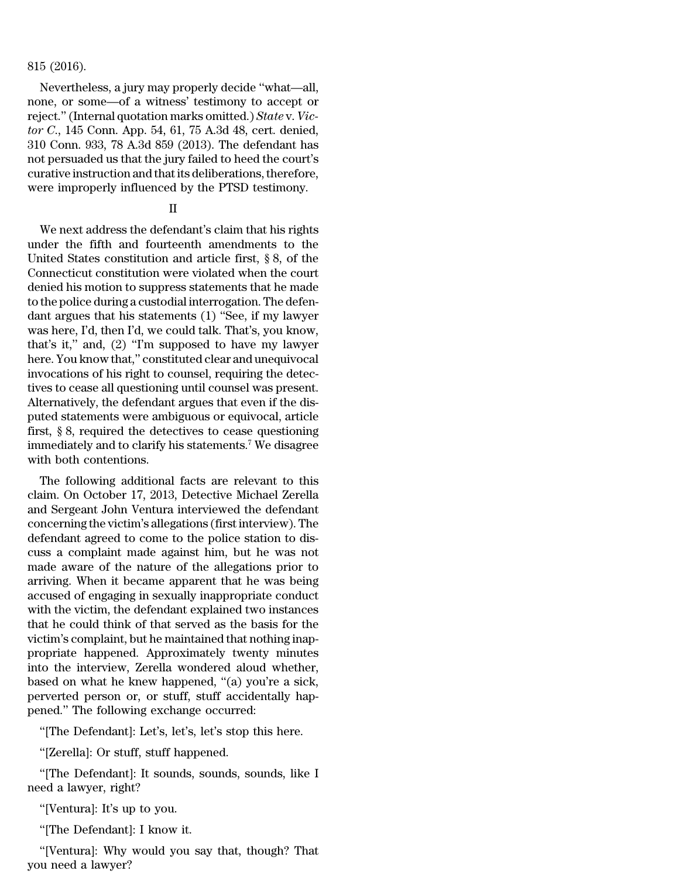815 (2016).

Nevertheless, a jury may properly decide "what—all, none, or some—of a witness' testimony to accept or reject." (Internal quotation marks omitted.) *State* v. *Victor C.*, 145 Conn. App. 54, 61, 75 A.3d 48, cert. denied, 310 Conn. 933, 78 A.3d 859 (2013). The defendant has not persuaded us that the jury failed to heed the court's curative instruction and that its deliberations, therefore, were improperly influenced by the PTSD testimony.

## II

We next address the defendant's claim that his rights under the fifth and fourteenth amendments to the United States constitution and article first, § 8, of the Connecticut constitution were violated when the court denied his motion to suppress statements that he made to the police during a custodial interrogation. The defendant argues that his statements (1) "See, if my lawyer was here, I'd, then I'd, we could talk. That's, you know, that's it," and, (2) "I'm supposed to have my lawyer here. You know that," constituted clear and unequivocal invocations of his right to counsel, requiring the detectives to cease all questioning until counsel was present. Alternatively, the defendant argues that even if the disputed statements were ambiguous or equivocal, article first, § 8, required the detectives to cease questioning immediately and to clarify his statements.[7] We disagree with both contentions.

The following additional facts are relevant to this claim. On October 17, 2013, Detective Michael Zerella and Sergeant John Ventura interviewed the defendant concerning the victim's allegations (first interview). The defendant agreed to come to the police station to discuss a complaint made against him, but he was not made aware of the nature of the allegations prior to arriving. When it became apparent that he was being accused of engaging in sexually inappropriate conduct with the victim, the defendant explained two instances that he could think of that served as the basis for the victim's complaint, but he maintained that nothing inappropriate happened. Approximately twenty minutes into the interview, Zerella wondered aloud whether, based on what he knew happened, "(a) you're a sick, perverted person or, or stuff, stuff accidentally happened." The following exchange occurred:

"[The Defendant]: Let's, let's, let's stop this here.

"[Zerella]: Or stuff, stuff happened.

"[The Defendant]: It sounds, sounds, sounds, like I need a lawyer, right?

"[Ventura]: It's up to you.

"[The Defendant]: I know it.

"[Ventura]: Why would you say that, though? That you need a lawyer?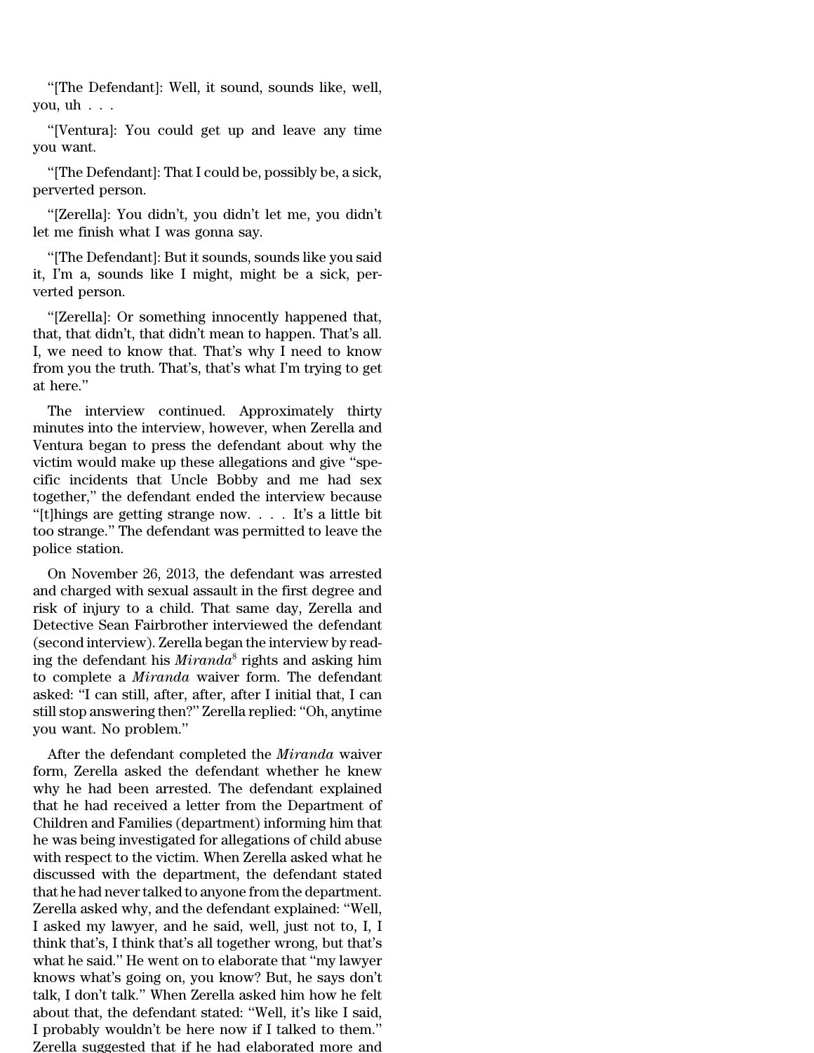"[The Defendant]: Well, it sound, sounds like, well, you, uh . . .

"[Ventura]: You could get up and leave any time you want.

"[The Defendant]: That I could be, possibly be, a sick, perverted person.

"[Zerella]: You didn't, you didn't let me, you didn't let me finish what I was gonna say.

"[The Defendant]: But it sounds, sounds like you said it, I'm a, sounds like I might, might be a sick, perverted person.

"[Zerella]: Or something innocently happened that, that, that didn't, that didn't mean to happen. That's all. I, we need to know that. That's why I need to know from you the truth. That's, that's what I'm trying to get at here."

The interview continued. Approximately thirty minutes into the interview, however, when Zerella and Ventura began to press the defendant about why the victim would make up these allegations and give "specific incidents that Uncle Bobby and me had sex together," the defendant ended the interview because "[t]hings are getting strange now. . . . It's a little bit too strange." The defendant was permitted to leave the police station.

On November 26, 2013, the defendant was arrested and charged with sexual assault in the first degree and risk of injury to a child. That same day, Zerella and Detective Sean Fairbrother interviewed the defendant (second interview). Zerella began the interview by reading the defendant his *Miranda*[8] rights and asking him to complete a *Miranda* waiver form. The defendant asked: "I can still, after, after, after I initial that, I can still stop answering then?" Zerella replied: "Oh, anytime you want. No problem."

After the defendant completed the *Miranda* waiver form, Zerella asked the defendant whether he knew why he had been arrested. The defendant explained that he had received a letter from the Department of Children and Families (department) informing him that he was being investigated for allegations of child abuse with respect to the victim. When Zerella asked what he discussed with the department, the defendant stated that he had never talked to anyone from the department. Zerella asked why, and the defendant explained: "Well, I asked my lawyer, and he said, well, just not to, I, I think that's, I think that's all together wrong, but that's what he said." He went on to elaborate that "my lawyer knows what's going on, you know? But, he says don't talk, I don't talk." When Zerella asked him how he felt about that, the defendant stated: "Well, it's like I said, I probably wouldn't be here now if I talked to them." Zerella suggested that if he had elaborated more and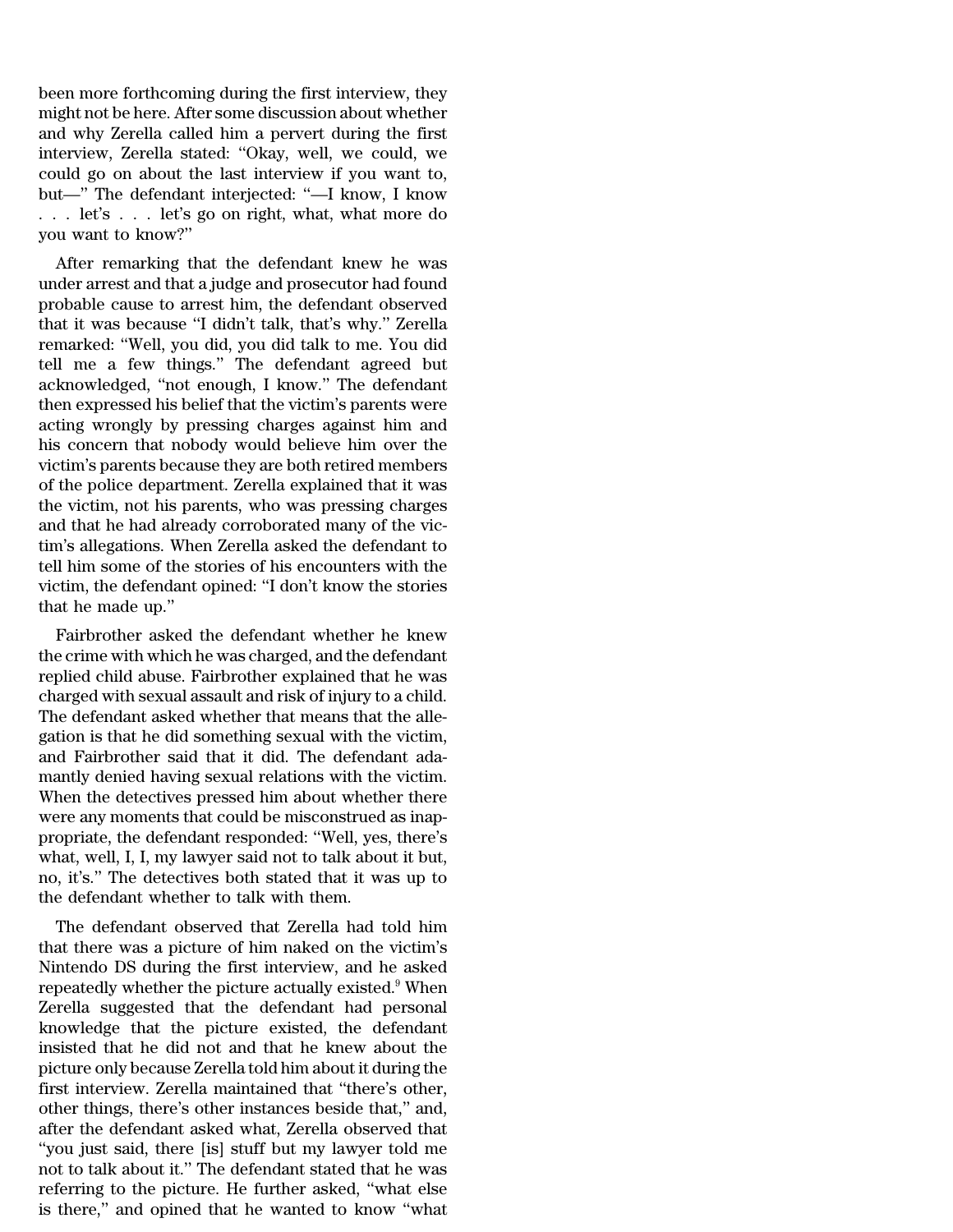been more forthcoming during the first interview, they might not be here. After some discussion about whether and why Zerella called him a pervert during the first interview, Zerella stated: "Okay, well, we could, we could go on about the last interview if you want to, but—" The defendant interjected: "—I know, I know . . . let's . . . let's go on right, what, what more do you want to know?"

After remarking that the defendant knew he was under arrest and that a judge and prosecutor had found probable cause to arrest him, the defendant observed that it was because "I didn't talk, that's why." Zerella remarked: "Well, you did, you did talk to me. You did tell me a few things." The defendant agreed but acknowledged, "not enough, I know." The defendant then expressed his belief that the victim's parents were acting wrongly by pressing charges against him and his concern that nobody would believe him over the victim's parents because they are both retired members of the police department. Zerella explained that it was the victim, not his parents, who was pressing charges and that he had already corroborated many of the victim's allegations. When Zerella asked the defendant to tell him some of the stories of his encounters with the victim, the defendant opined: "I don't know the stories that he made up."

Fairbrother asked the defendant whether he knew the crime with which he was charged, and the defendant replied child abuse. Fairbrother explained that he was charged with sexual assault and risk of injury to a child. The defendant asked whether that means that the allegation is that he did something sexual with the victim, and Fairbrother said that it did. The defendant adamantly denied having sexual relations with the victim. When the detectives pressed him about whether there were any moments that could be misconstrued as inappropriate, the defendant responded: "Well, yes, there's what, well, I, I, my lawyer said not to talk about it but, no, it's." The detectives both stated that it was up to the defendant whether to talk with them.

The defendant observed that Zerella had told him that there was a picture of him naked on the victim's Nintendo DS during the first interview, and he asked repeatedly whether the picture actually existed.[9] When Zerella suggested that the defendant had personal knowledge that the picture existed, the defendant insisted that he did not and that he knew about the picture only because Zerella told him about it during the first interview. Zerella maintained that "there's other, other things, there's other instances beside that," and, after the defendant asked what, Zerella observed that "you just said, there [is] stuff but my lawyer told me not to talk about it." The defendant stated that he was referring to the picture. He further asked, "what else is there," and opined that he wanted to know "what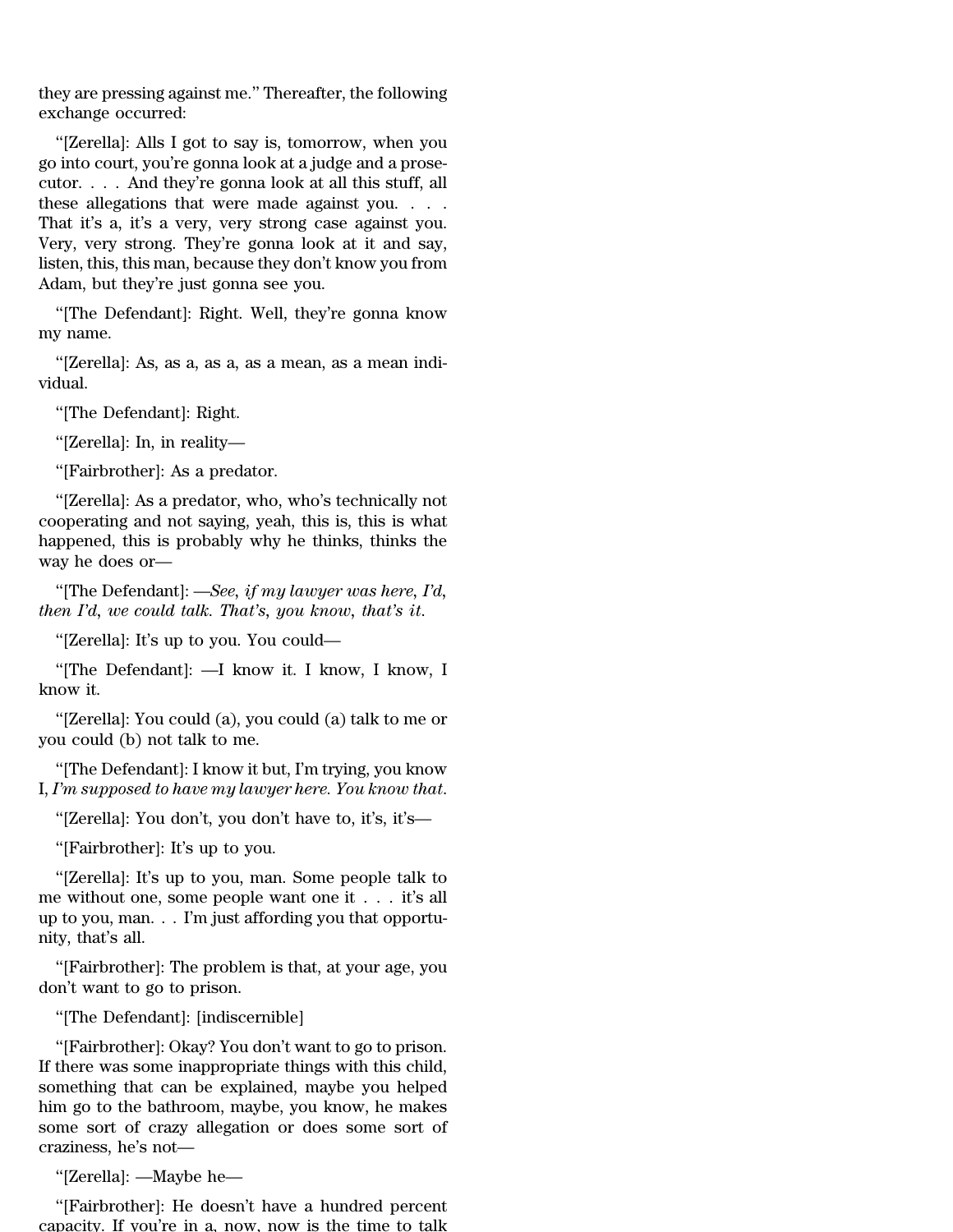they are pressing against me." Thereafter, the following exchange occurred:

"[Zerella]: Alls I got to say is, tomorrow, when you go into court, you're gonna look at a judge and a prosecutor. . . . And they're gonna look at all this stuff, all these allegations that were made against you. . . . That it's a, it's a very, very strong case against you. Very, very strong. They're gonna look at it and say, listen, this, this man, because they don't know you from Adam, but they're just gonna see you.

"[The Defendant]: Right. Well, they're gonna know my name.

"[Zerella]: As, as a, as a, as a mean, as a mean individual.

"[The Defendant]: Right.

"[Zerella]: In, in reality—

"[Fairbrother]: As a predator.

"[Zerella]: As a predator, who, who's technically not cooperating and not saying, yeah, this is, this is what happened, this is probably why he thinks, thinks the way he does or—

"[The Defendant]: *—See, if my lawyer was here, I'd, then I'd, we could talk. That's, you know, that's it.*

"[Zerella]: It's up to you. You could—

"[The Defendant]: —I know it. I know, I know, I know it.

"[Zerella]: You could (a), you could (a) talk to me or you could (b) not talk to me.

"[The Defendant]: I know it but, I'm trying, you know I, *I'm supposed to have my lawyer here. You know that.*

"[Zerella]: You don't, you don't have to, it's, it's—

"[Fairbrother]: It's up to you.

"[Zerella]: It's up to you, man. Some people talk to me without one, some people want one it . . . it's all up to you, man. . . I'm just affording you that opportunity, that's all.

"[Fairbrother]: The problem is that, at your age, you don't want to go to prison.

"[The Defendant]: [indiscernible]

"[Fairbrother]: Okay? You don't want to go to prison. If there was some inappropriate things with this child, something that can be explained, maybe you helped him go to the bathroom, maybe, you know, he makes some sort of crazy allegation or does some sort of craziness, he's not—

"[Zerella]: —Maybe he—

"[Fairbrother]: He doesn't have a hundred percent capacity. If you're in a, now, now is the time to talk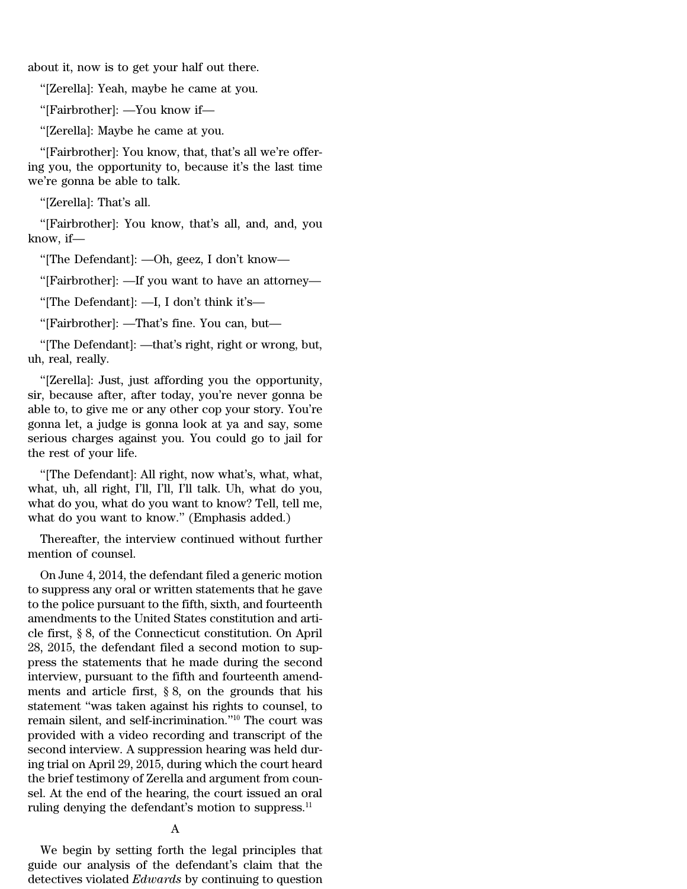about it, now is to get your half out there.

"[Zerella]: Yeah, maybe he came at you.

"[Fairbrother]: —You know if—

"[Zerella]: Maybe he came at you.

"[Fairbrother]: You know, that, that's all we're offering you, the opportunity to, because it's the last time we're gonna be able to talk.

"[Zerella]: That's all.

"[Fairbrother]: You know, that's all, and, and, you know, if—

"[The Defendant]: —Oh, geez, I don't know—

"[Fairbrother]: —If you want to have an attorney—

"[The Defendant]: —I, I don't think it's—

"[Fairbrother]: —That's fine. You can, but—

"[The Defendant]: —that's right, right or wrong, but, uh, real, really.

"[Zerella]: Just, just affording you the opportunity, sir, because after, after today, you're never gonna be able to, to give me or any other cop your story. You're gonna let, a judge is gonna look at ya and say, some serious charges against you. You could go to jail for the rest of your life.

"[The Defendant]: All right, now what's, what, what, what, uh, all right, I'll, I'll, I'll talk. Uh, what do you, what do you, what do you want to know? Tell, tell me, what do you want to know." (Emphasis added.)

Thereafter, the interview continued without further mention of counsel.

On June 4, 2014, the defendant filed a generic motion to suppress any oral or written statements that he gave to the police pursuant to the fifth, sixth, and fourteenth amendments to the United States constitution and article first, § 8, of the Connecticut constitution. On April 28, 2015, the defendant filed a second motion to suppress the statements that he made during the second interview, pursuant to the fifth and fourteenth amendments and article first, § 8, on the grounds that his statement "was taken against his rights to counsel, to remain silent, and self-incrimination."[10] The court was provided with a video recording and transcript of the second interview. A suppression hearing was held during trial on April 29, 2015, during which the court heard the brief testimony of Zerella and argument from counsel. At the end of the hearing, the court issued an oral ruling denying the defendant's motion to suppress.[11]

## A

We begin by setting forth the legal principles that guide our analysis of the defendant's claim that the detectives violated *Edwards* by continuing to question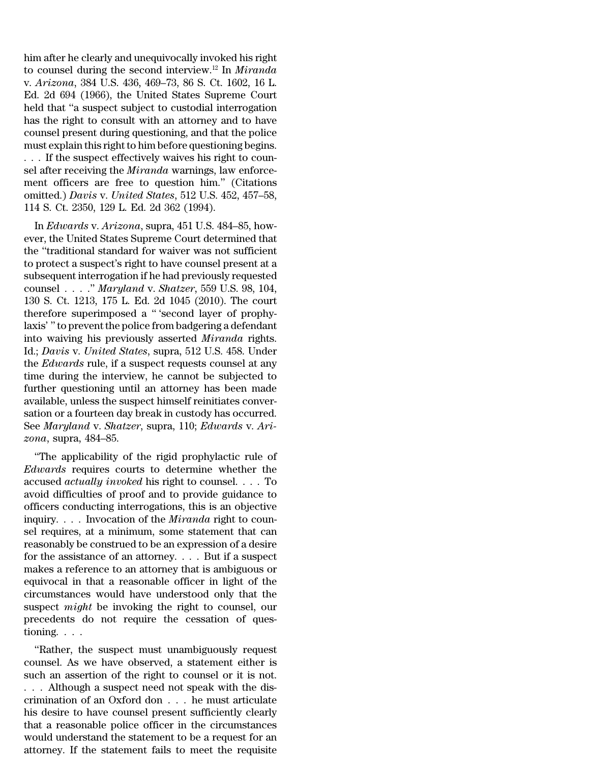him after he clearly and unequivocally invoked his right to counsel during the second interview.[12] In *Miranda* v. *Arizona*, 384 U.S. 436, 469–73, 86 S. Ct. 1602, 16 L. Ed. 2d 694 (1966), the United States Supreme Court held that "a suspect subject to custodial interrogation has the right to consult with an attorney and to have counsel present during questioning, and that the police must explain this right to him before questioning begins. . . . If the suspect effectively waives his right to counsel after receiving the *Miranda* warnings, law enforcement officers are free to question him." (Citations omitted.) *Davis* v. *United States*, 512 U.S. 452, 457–58, 114 S. Ct. 2350, 129 L. Ed. 2d 362 (1994).

In *Edwards* v. *Arizona*, supra, 451 U.S. 484–85, however, the United States Supreme Court determined that the "traditional standard for waiver was not sufficient to protect a suspect's right to have counsel present at a subsequent interrogation if he had previously requested counsel . . . ." *Maryland* v. *Shatzer*, 559 U.S. 98, 104, 130 S. Ct. 1213, 175 L. Ed. 2d 1045 (2010). The court therefore superimposed a " 'second layer of prophylaxis' " to prevent the police from badgering a defendant into waiving his previously asserted *Miranda* rights. Id.; *Davis* v. *United States*, supra, 512 U.S. 458. Under the *Edwards* rule, if a suspect requests counsel at any time during the interview, he cannot be subjected to further questioning until an attorney has been made available, unless the suspect himself reinitiates conversation or a fourteen day break in custody has occurred. See *Maryland* v. *Shatzer*, supra, 110; *Edwards* v. *Arizona*, supra, 484–85.

"The applicability of the rigid prophylactic rule of *Edwards* requires courts to determine whether the accused *actually invoked* his right to counsel. . . . To avoid difficulties of proof and to provide guidance to officers conducting interrogations, this is an objective inquiry. . . . Invocation of the *Miranda* right to counsel requires, at a minimum, some statement that can reasonably be construed to be an expression of a desire for the assistance of an attorney. . . . But if a suspect makes a reference to an attorney that is ambiguous or equivocal in that a reasonable officer in light of the circumstances would have understood only that the suspect *might* be invoking the right to counsel, our precedents do not require the cessation of questioning. . . .

"Rather, the suspect must unambiguously request counsel. As we have observed, a statement either is such an assertion of the right to counsel or it is not. . . . Although a suspect need not speak with the discrimination of an Oxford don . . . he must articulate his desire to have counsel present sufficiently clearly that a reasonable police officer in the circumstances would understand the statement to be a request for an attorney. If the statement fails to meet the requisite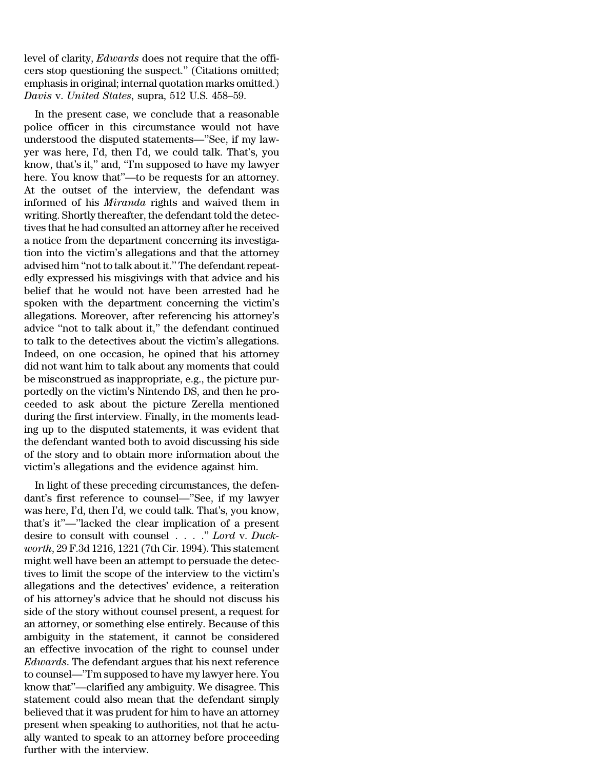level of clarity, *Edwards* does not require that the officers stop questioning the suspect." (Citations omitted; emphasis in original; internal quotation marks omitted.) *Davis* v. *United States*, supra, 512 U.S. 458–59.

In the present case, we conclude that a reasonable police officer in this circumstance would not have understood the disputed statements—"See, if my lawyer was here, I'd, then I'd, we could talk. That's, you know, that's it," and, "I'm supposed to have my lawyer here. You know that"—to be requests for an attorney. At the outset of the interview, the defendant was informed of his *Miranda* rights and waived them in writing. Shortly thereafter, the defendant told the detectives that he had consulted an attorney after he received a notice from the department concerning its investigation into the victim's allegations and that the attorney advised him "not to talk about it." The defendant repeatedly expressed his misgivings with that advice and his belief that he would not have been arrested had he spoken with the department concerning the victim's allegations. Moreover, after referencing his attorney's advice "not to talk about it," the defendant continued to talk to the detectives about the victim's allegations. Indeed, on one occasion, he opined that his attorney did not want him to talk about any moments that could be misconstrued as inappropriate, e.g., the picture purportedly on the victim's Nintendo DS, and then he proceeded to ask about the picture Zerella mentioned during the first interview. Finally, in the moments leading up to the disputed statements, it was evident that the defendant wanted both to avoid discussing his side of the story and to obtain more information about the victim's allegations and the evidence against him.

In light of these preceding circumstances, the defendant's first reference to counsel—"See, if my lawyer was here, I'd, then I'd, we could talk. That's, you know, that's it"—"lacked the clear implication of a present desire to consult with counsel . . . ." *Lord* v. *Duckworth*, 29 F.3d 1216, 1221 (7th Cir. 1994). This statement might well have been an attempt to persuade the detectives to limit the scope of the interview to the victim's allegations and the detectives' evidence, a reiteration of his attorney's advice that he should not discuss his side of the story without counsel present, a request for an attorney, or something else entirely. Because of this ambiguity in the statement, it cannot be considered an effective invocation of the right to counsel under *Edwards*. The defendant argues that his next reference to counsel—"I'm supposed to have my lawyer here. You know that"—clarified any ambiguity. We disagree. This statement could also mean that the defendant simply believed that it was prudent for him to have an attorney present when speaking to authorities, not that he actually wanted to speak to an attorney before proceeding further with the interview.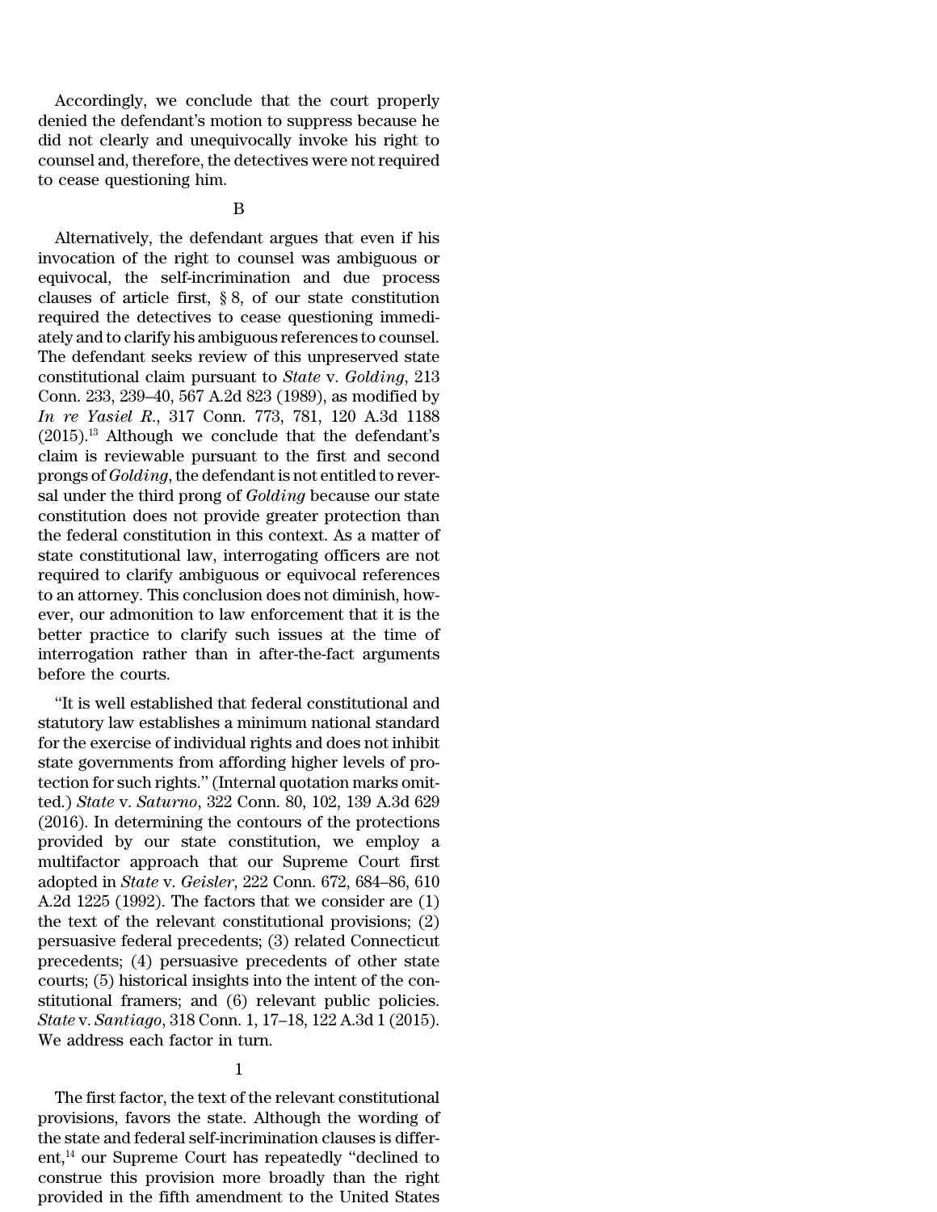Accordingly, we conclude that the court properly denied the defendant's motion to suppress because he did not clearly and unequivocally invoke his right to counsel and, therefore, the detectives were not required to cease questioning him.

B

Alternatively, the defendant argues that even if his invocation of the right to counsel was ambiguous or equivocal, the self-incrimination and due process clauses of article first, § 8, of our state constitution required the detectives to cease questioning immediately and to clarify his ambiguous references to counsel. The defendant seeks review of this unpreserved state constitutional claim pursuant to *State* v. *Golding*, 213 Conn. 233, 239–40, 567 A.2d 823 (1989), as modified by *In re Yasiel R.*, 317 Conn. 773, 781, 120 A.3d 1188 (2015).[13] Although we conclude that the defendant's claim is reviewable pursuant to the first and second prongs of *Golding*, the defendant is not entitled to reversal under the third prong of *Golding* because our state constitution does not provide greater protection than the federal constitution in this context. As a matter of state constitutional law, interrogating officers are not required to clarify ambiguous or equivocal references to an attorney. This conclusion does not diminish, however, our admonition to law enforcement that it is the better practice to clarify such issues at the time of interrogation rather than in after-the-fact arguments before the courts.

"It is well established that federal constitutional and statutory law establishes a minimum national standard for the exercise of individual rights and does not inhibit state governments from affording higher levels of protection for such rights." (Internal quotation marks omitted.) *State* v. *Saturno*, 322 Conn. 80, 102, 139 A.3d 629 (2016). In determining the contours of the protections provided by our state constitution, we employ a multifactor approach that our Supreme Court first adopted in *State* v. *Geisler*, 222 Conn. 672, 684–86, 610 A.2d 1225 (1992). The factors that we consider are (1) the text of the relevant constitutional provisions; (2) persuasive federal precedents; (3) related Connecticut precedents; (4) persuasive precedents of other state courts; (5) historical insights into the intent of the constitutional framers; and (6) relevant public policies. *State* v. *Santiago*, 318 Conn. 1, 17–18, 122 A.3d 1 (2015). We address each factor in turn.

1

The first factor, the text of the relevant constitutional provisions, favors the state. Although the wording of the state and federal self-incrimination clauses is different,[14] our Supreme Court has repeatedly "declined to construe this provision more broadly than the right provided in the fifth amendment to the United States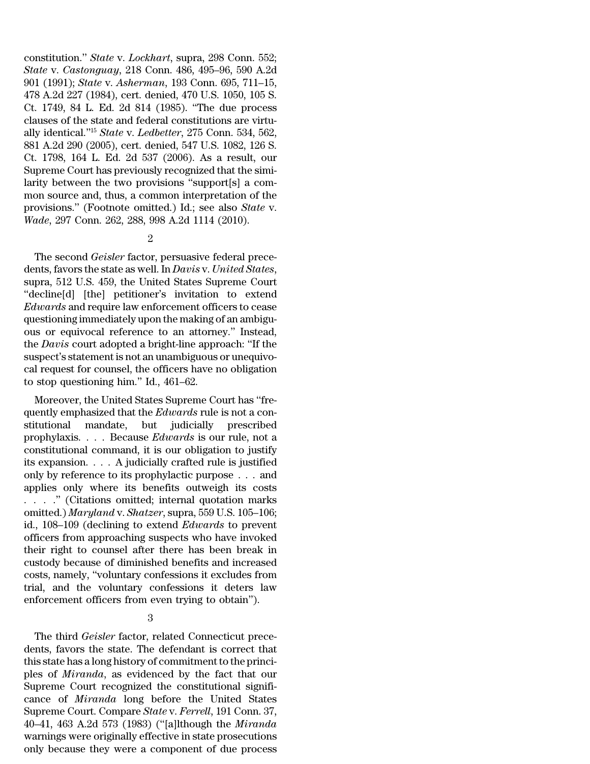constitution." *State* v. *Lockhart*, supra, 298 Conn. 552; *State* v. *Castonguay*, 218 Conn. 486, 495–96, 590 A.2d 901 (1991); *State* v. *Asherman*, 193 Conn. 695, 711–15, 478 A.2d 227 (1984), cert. denied, 470 U.S. 1050, 105 S. Ct. 1749, 84 L. Ed. 2d 814 (1985). "The due process clauses of the state and federal constitutions are virtually identical."[15] *State* v. *Ledbetter*, 275 Conn. 534, 562, 881 A.2d 290 (2005), cert. denied, 547 U.S. 1082, 126 S. Ct. 1798, 164 L. Ed. 2d 537 (2006). As a result, our Supreme Court has previously recognized that the similarity between the two provisions "support[s] a common source and, thus, a common interpretation of the provisions." (Footnote omitted.) Id.; see also *State* v. *Wade*, 297 Conn. 262, 288, 998 A.2d 1114 (2010).

2

The second *Geisler* factor, persuasive federal precedents, favors the state as well. In *Davis* v. *United States*, supra, 512 U.S. 459, the United States Supreme Court "decline[d] [the] petitioner's invitation to extend *Edwards* and require law enforcement officers to cease questioning immediately upon the making of an ambiguous or equivocal reference to an attorney." Instead, the *Davis* court adopted a bright-line approach: "If the suspect's statement is not an unambiguous or unequivocal request for counsel, the officers have no obligation to stop questioning him." Id., 461–62.

Moreover, the United States Supreme Court has "frequently emphasized that the *Edwards* rule is not a constitutional mandate, but judicially prescribed prophylaxis. . . . Because *Edwards* is our rule, not a constitutional command, it is our obligation to justify its expansion. . . . A judicially crafted rule is justified only by reference to its prophylactic purpose . . . and applies only where its benefits outweigh its costs . . . ." (Citations omitted; internal quotation marks omitted.) *Maryland* v. *Shatzer*, supra, 559 U.S. 105–106; id., 108–109 (declining to extend *Edwards* to prevent officers from approaching suspects who have invoked their right to counsel after there has been break in custody because of diminished benefits and increased costs, namely, "voluntary confessions it excludes from trial, and the voluntary confessions it deters law enforcement officers from even trying to obtain").

3

The third *Geisler* factor, related Connecticut precedents, favors the state. The defendant is correct that this state has a long history of commitment to the principles of *Miranda*, as evidenced by the fact that our Supreme Court recognized the constitutional significance of *Miranda* long before the United States Supreme Court. Compare *State* v. *Ferrell*, 191 Conn. 37, 40–41, 463 A.2d 573 (1983) ("[a]lthough the *Miranda* warnings were originally effective in state prosecutions only because they were a component of due process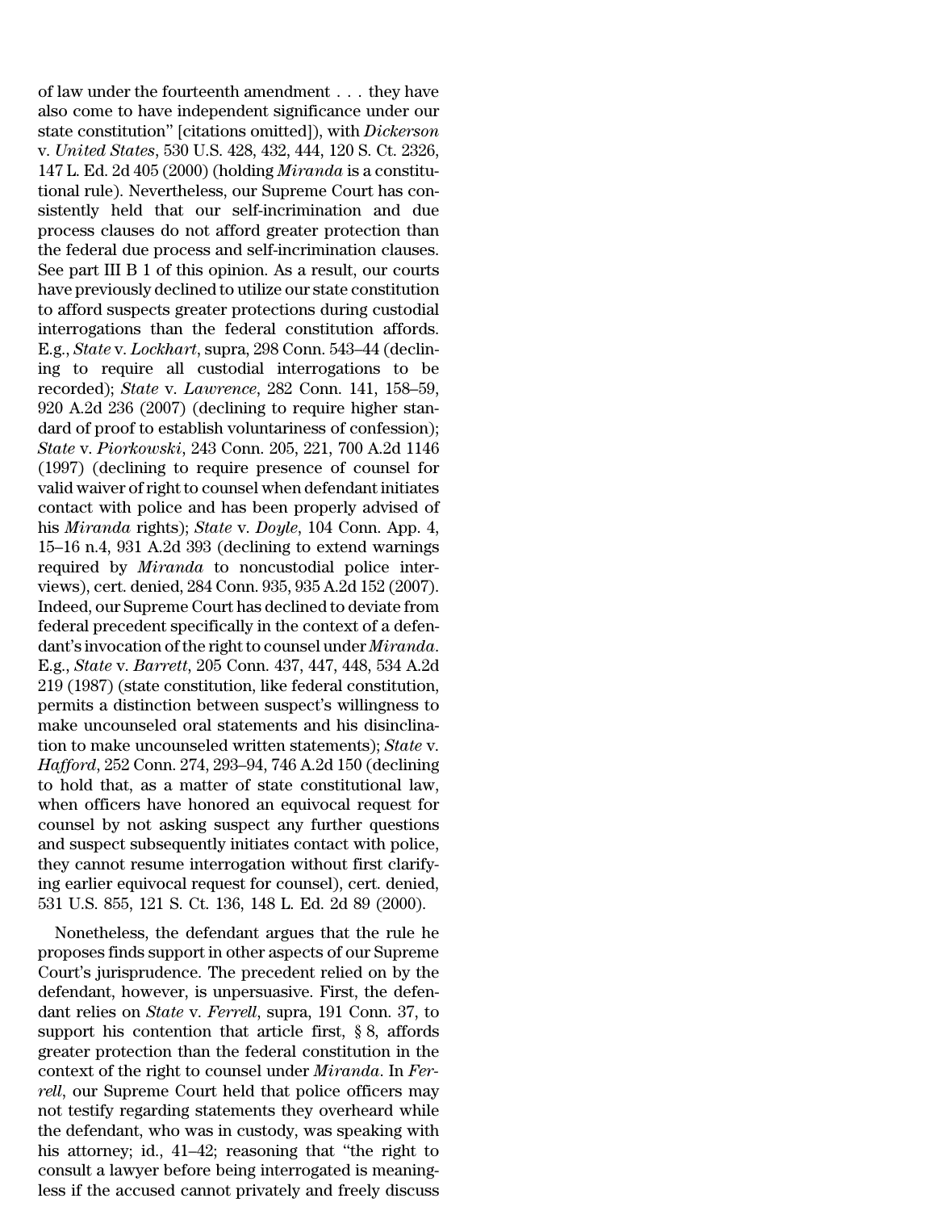of law under the fourteenth amendment . . . they have also come to have independent significance under our state constitution" [citations omitted]), with *Dickerson* v. *United States*, 530 U.S. 428, 432, 444, 120 S. Ct. 2326, 147 L. Ed. 2d 405 (2000) (holding *Miranda* is a constitutional rule). Nevertheless, our Supreme Court has consistently held that our self-incrimination and due process clauses do not afford greater protection than the federal due process and self-incrimination clauses. See part III B 1 of this opinion. As a result, our courts have previously declined to utilize our state constitution to afford suspects greater protections during custodial interrogations than the federal constitution affords. E.g., *State* v. *Lockhart*, supra, 298 Conn. 543–44 (declining to require all custodial interrogations to be recorded); *State* v. *Lawrence*, 282 Conn. 141, 158–59, 920 A.2d 236 (2007) (declining to require higher standard of proof to establish voluntariness of confession); *State* v. *Piorkowski*, 243 Conn. 205, 221, 700 A.2d 1146 (1997) (declining to require presence of counsel for valid waiver of right to counsel when defendant initiates contact with police and has been properly advised of his *Miranda* rights); *State* v. *Doyle*, 104 Conn. App. 4, 15–16 n.4, 931 A.2d 393 (declining to extend warnings required by *Miranda* to noncustodial police interviews), cert. denied, 284 Conn. 935, 935 A.2d 152 (2007). Indeed, our Supreme Court has declined to deviate from federal precedent specifically in the context of a defendant's invocation of the right to counsel under *Miranda*. E.g., *State* v. *Barrett*, 205 Conn. 437, 447, 448, 534 A.2d 219 (1987) (state constitution, like federal constitution, permits a distinction between suspect's willingness to make uncounseled oral statements and his disinclination to make uncounseled written statements); *State* v. *Hafford*, 252 Conn. 274, 293–94, 746 A.2d 150 (declining to hold that, as a matter of state constitutional law, when officers have honored an equivocal request for counsel by not asking suspect any further questions and suspect subsequently initiates contact with police, they cannot resume interrogation without first clarifying earlier equivocal request for counsel), cert. denied, 531 U.S. 855, 121 S. Ct. 136, 148 L. Ed. 2d 89 (2000).

Nonetheless, the defendant argues that the rule he proposes finds support in other aspects of our Supreme Court's jurisprudence. The precedent relied on by the defendant, however, is unpersuasive. First, the defendant relies on *State* v. *Ferrell*, supra, 191 Conn. 37, to support his contention that article first, § 8, affords greater protection than the federal constitution in the context of the right to counsel under *Miranda*. In *Ferrell*, our Supreme Court held that police officers may not testify regarding statements they overheard while the defendant, who was in custody, was speaking with his attorney; id., 41–42; reasoning that "the right to consult a lawyer before being interrogated is meaningless if the accused cannot privately and freely discuss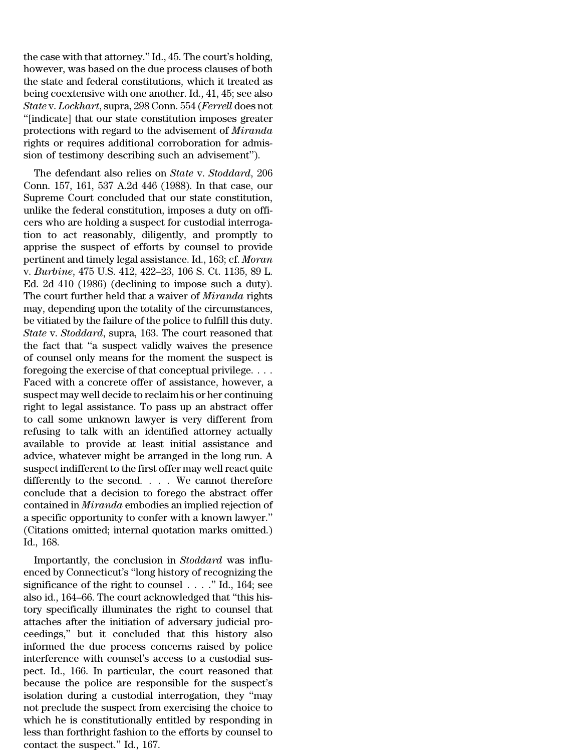the case with that attorney." Id., 45. The court's holding, however, was based on the due process clauses of both the state and federal constitutions, which it treated as being coextensive with one another. Id., 41, 45; see also *State* v. *Lockhart*, supra, 298 Conn. 554 (*Ferrell* does not "[indicate] that our state constitution imposes greater protections with regard to the advisement of *Miranda* rights or requires additional corroboration for admission of testimony describing such an advisement").

The defendant also relies on *State* v. *Stoddard*, 206 Conn. 157, 161, 537 A.2d 446 (1988). In that case, our Supreme Court concluded that our state constitution, unlike the federal constitution, imposes a duty on officers who are holding a suspect for custodial interrogation to act reasonably, diligently, and promptly to apprise the suspect of efforts by counsel to provide pertinent and timely legal assistance. Id., 163; cf. *Moran* v. *Burbine*, 475 U.S. 412, 422–23, 106 S. Ct. 1135, 89 L. Ed. 2d 410 (1986) (declining to impose such a duty). The court further held that a waiver of *Miranda* rights may, depending upon the totality of the circumstances, be vitiated by the failure of the police to fulfill this duty. *State* v. *Stoddard*, supra, 163. The court reasoned that the fact that "a suspect validly waives the presence of counsel only means for the moment the suspect is foregoing the exercise of that conceptual privilege. . . . Faced with a concrete offer of assistance, however, a suspect may well decide to reclaim his or her continuing right to legal assistance. To pass up an abstract offer to call some unknown lawyer is very different from refusing to talk with an identified attorney actually available to provide at least initial assistance and advice, whatever might be arranged in the long run. A suspect indifferent to the first offer may well react quite differently to the second. . . . We cannot therefore conclude that a decision to forego the abstract offer contained in *Miranda* embodies an implied rejection of a specific opportunity to confer with a known lawyer." (Citations omitted; internal quotation marks omitted.) Id., 168.

Importantly, the conclusion in *Stoddard* was influenced by Connecticut's "long history of recognizing the significance of the right to counsel . . . ." Id., 164; see also id., 164–66. The court acknowledged that "this history specifically illuminates the right to counsel that attaches after the initiation of adversary judicial proceedings," but it concluded that this history also informed the due process concerns raised by police interference with counsel's access to a custodial suspect. Id., 166. In particular, the court reasoned that because the police are responsible for the suspect's isolation during a custodial interrogation, they "may not preclude the suspect from exercising the choice to which he is constitutionally entitled by responding in less than forthright fashion to the efforts by counsel to contact the suspect." Id., 167.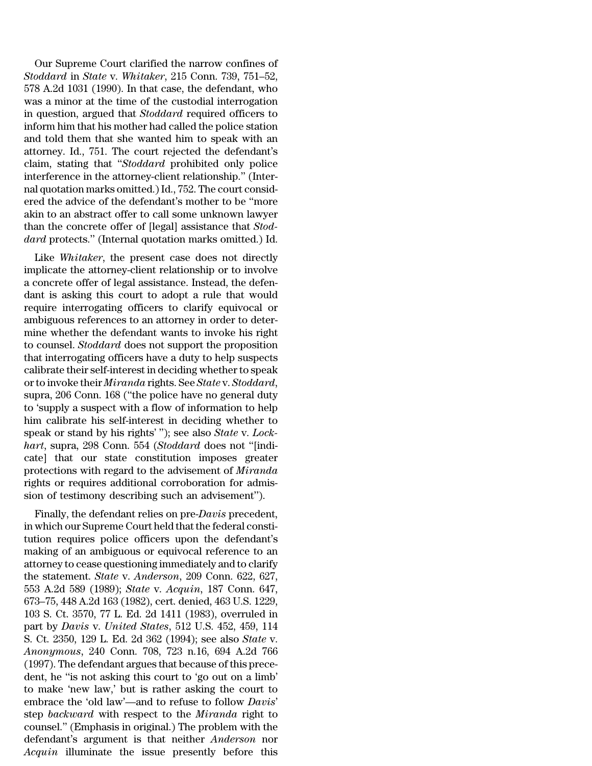Our Supreme Court clarified the narrow confines of *Stoddard* in *State* v. *Whitaker*, 215 Conn. 739, 751–52, 578 A.2d 1031 (1990). In that case, the defendant, who was a minor at the time of the custodial interrogation in question, argued that *Stoddard* required officers to inform him that his mother had called the police station and told them that she wanted him to speak with an attorney. Id., 751. The court rejected the defendant's claim, stating that "*Stoddard* prohibited only police interference in the attorney-client relationship." (Internal quotation marks omitted.) Id., 752. The court considered the advice of the defendant's mother to be "more akin to an abstract offer to call some unknown lawyer than the concrete offer of [legal] assistance that *Stoddard* protects." (Internal quotation marks omitted.) Id.

Like *Whitaker*, the present case does not directly implicate the attorney-client relationship or to involve a concrete offer of legal assistance. Instead, the defendant is asking this court to adopt a rule that would require interrogating officers to clarify equivocal or ambiguous references to an attorney in order to determine whether the defendant wants to invoke his right to counsel. *Stoddard* does not support the proposition that interrogating officers have a duty to help suspects calibrate their self-interest in deciding whether to speak or to invoke their *Miranda* rights. See *State* v. *Stoddard*, supra, 206 Conn. 168 ("the police have no general duty to 'supply a suspect with a flow of information to help him calibrate his self-interest in deciding whether to speak or stand by his rights' "); see also *State* v. *Lockhart*, supra, 298 Conn. 554 (*Stoddard* does not "[indicate] that our state constitution imposes greater protections with regard to the advisement of *Miranda* rights or requires additional corroboration for admission of testimony describing such an advisement").

Finally, the defendant relies on pre-*Davis* precedent, in which our Supreme Court held that the federal constitution requires police officers upon the defendant's making of an ambiguous or equivocal reference to an attorney to cease questioning immediately and to clarify the statement. *State* v. *Anderson*, 209 Conn. 622, 627, 553 A.2d 589 (1989); *State* v. *Acquin*, 187 Conn. 647, 673–75, 448 A.2d 163 (1982), cert. denied, 463 U.S. 1229, 103 S. Ct. 3570, 77 L. Ed. 2d 1411 (1983), overruled in part by *Davis* v. *United States*, 512 U.S. 452, 459, 114 S. Ct. 2350, 129 L. Ed. 2d 362 (1994); see also *State* v. *Anonymous*, 240 Conn. 708, 723 n.16, 694 A.2d 766 (1997). The defendant argues that because of this precedent, he "is not asking this court to 'go out on a limb' to make 'new law,' but is rather asking the court to embrace the 'old law'—and to refuse to follow *Davis*' step *backward* with respect to the *Miranda* right to counsel." (Emphasis in original.) The problem with the defendant's argument is that neither *Anderson* nor *Acquin* illuminate the issue presently before this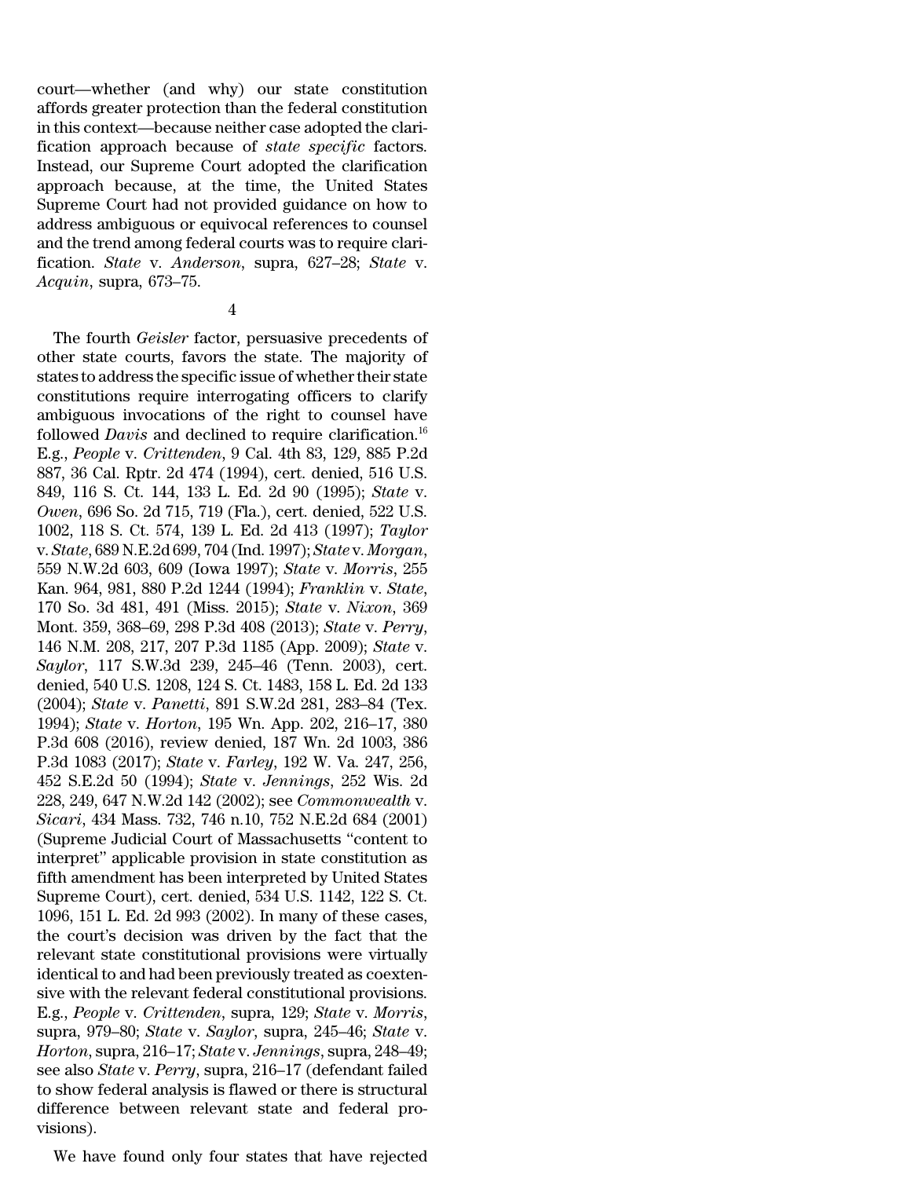court—whether (and why) our state constitution affords greater protection than the federal constitution in this context—because neither case adopted the clarification approach because of *state specific* factors. Instead, our Supreme Court adopted the clarification approach because, at the time, the United States Supreme Court had not provided guidance on how to address ambiguous or equivocal references to counsel and the trend among federal courts was to require clarification. *State* v. *Anderson*, supra, 627–28; *State* v. *Acquin*, supra, 673–75.

4

The fourth *Geisler* factor, persuasive precedents of other state courts, favors the state. The majority of states to address the specific issue of whether their state constitutions require interrogating officers to clarify ambiguous invocations of the right to counsel have followed *Davis* and declined to require clarification.[16] E.g., *People* v. *Crittenden*, 9 Cal. 4th 83, 129, 885 P.2d 887, 36 Cal. Rptr. 2d 474 (1994), cert. denied, 516 U.S. 849, 116 S. Ct. 144, 133 L. Ed. 2d 90 (1995); *State* v. *Owen*, 696 So. 2d 715, 719 (Fla.), cert. denied, 522 U.S. 1002, 118 S. Ct. 574, 139 L. Ed. 2d 413 (1997); *Taylor* v. *State*, 689 N.E.2d 699, 704 (Ind. 1997); *State* v. *Morgan*, 559 N.W.2d 603, 609 (Iowa 1997); *State* v. *Morris*, 255 Kan. 964, 981, 880 P.2d 1244 (1994); *Franklin* v. *State*, 170 So. 3d 481, 491 (Miss. 2015); *State* v. *Nixon*, 369 Mont. 359, 368–69, 298 P.3d 408 (2013); *State* v. *Perry*, 146 N.M. 208, 217, 207 P.3d 1185 (App. 2009); *State* v. *Saylor*, 117 S.W.3d 239, 245–46 (Tenn. 2003), cert. denied, 540 U.S. 1208, 124 S. Ct. 1483, 158 L. Ed. 2d 133 (2004); *State* v. *Panetti*, 891 S.W.2d 281, 283–84 (Tex. 1994); *State* v. *Horton*, 195 Wn. App. 202, 216–17, 380 P.3d 608 (2016), review denied, 187 Wn. 2d 1003, 386 P.3d 1083 (2017); *State* v. *Farley*, 192 W. Va. 247, 256, 452 S.E.2d 50 (1994); *State* v. *Jennings*, 252 Wis. 2d 228, 249, 647 N.W.2d 142 (2002); see *Commonwealth* v. *Sicari*, 434 Mass. 732, 746 n.10, 752 N.E.2d 684 (2001) (Supreme Judicial Court of Massachusetts "content to interpret" applicable provision in state constitution as fifth amendment has been interpreted by United States Supreme Court), cert. denied, 534 U.S. 1142, 122 S. Ct. 1096, 151 L. Ed. 2d 993 (2002). In many of these cases, the court's decision was driven by the fact that the relevant state constitutional provisions were virtually identical to and had been previously treated as coextensive with the relevant federal constitutional provisions. E.g., *People* v. *Crittenden*, supra, 129; *State* v. *Morris*, supra, 979–80; *State* v. *Saylor*, supra, 245–46; *State* v. *Horton*, supra, 216–17; *State* v. *Jennings*, supra, 248–49; see also *State* v. *Perry*, supra, 216–17 (defendant failed to show federal analysis is flawed or there is structural difference between relevant state and federal provisions).

We have found only four states that have rejected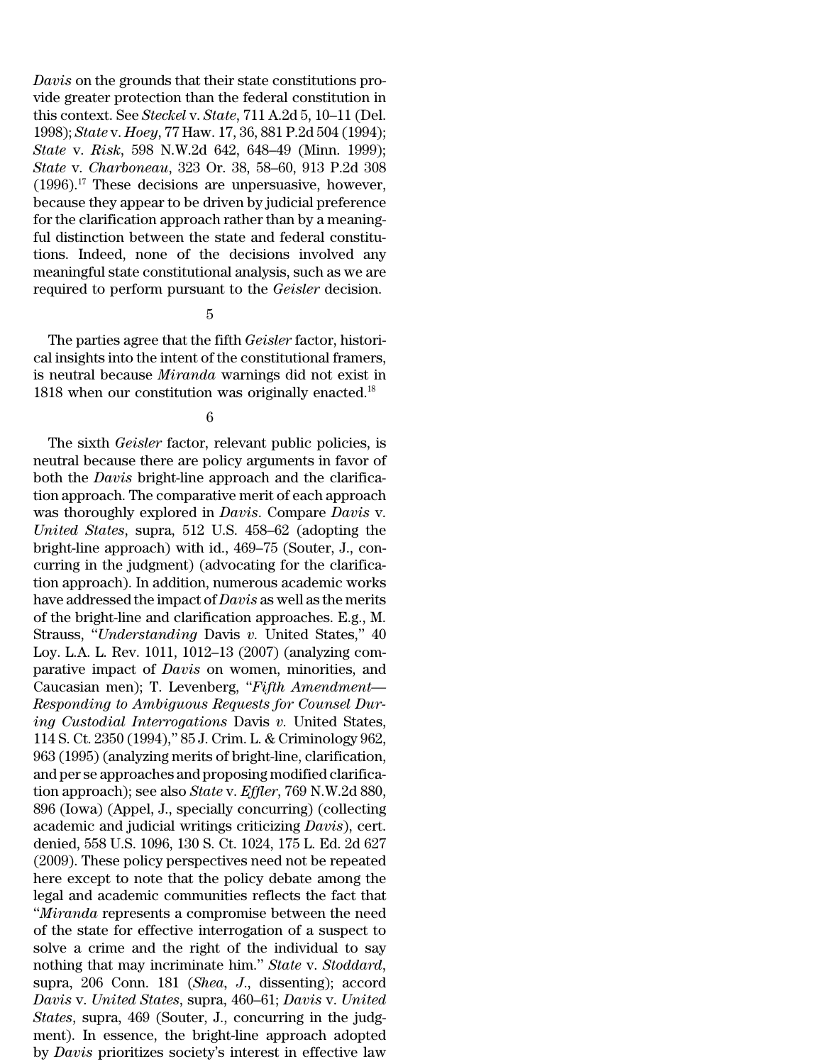*Davis* on the grounds that their state constitutions provide greater protection than the federal constitution in this context. See *Steckel* v. *State*, 711 A.2d 5, 10–11 (Del. 1998); *State* v. *Hoey*, 77 Haw. 17, 36, 881 P.2d 504 (1994); *State* v. *Risk*, 598 N.W.2d 642, 648–49 (Minn. 1999); *State* v. *Charboneau*, 323 Or. 38, 58–60, 913 P.2d 308 (1996).[17] These decisions are unpersuasive, however, because they appear to be driven by judicial preference for the clarification approach rather than by a meaningful distinction between the state and federal constitutions. Indeed, none of the decisions involved any meaningful state constitutional analysis, such as we are required to perform pursuant to the *Geisler* decision.

5

The parties agree that the fifth *Geisler* factor, historical insights into the intent of the constitutional framers, is neutral because *Miranda* warnings did not exist in 1818 when our constitution was originally enacted.[18]

6

The sixth *Geisler* factor, relevant public policies, is neutral because there are policy arguments in favor of both the *Davis* bright-line approach and the clarification approach. The comparative merit of each approach was thoroughly explored in *Davis*. Compare *Davis* v. *United States*, supra, 512 U.S. 458–62 (adopting the bright-line approach) with id., 469–75 (Souter, J., concurring in the judgment) (advocating for the clarification approach). In addition, numerous academic works have addressed the impact of *Davis* as well as the merits of the bright-line and clarification approaches. E.g., M. Strauss, "*Understanding* Davis *v.* United States," 40 Loy. L.A. L. Rev. 1011, 1012–13 (2007) (analyzing comparative impact of *Davis* on women, minorities, and Caucasian men); T. Levenberg, "*Fifth Amendment—Responding to Ambiguous Requests for Counsel During Custodial Interrogations* Davis *v.* United States, 114 S. Ct. 2350 (1994)," 85 J. Crim. L. & Criminology 962, 963 (1995) (analyzing merits of bright-line, clarification, and per se approaches and proposing modified clarification approach); see also *State* v. *Effler*, 769 N.W.2d 880, 896 (Iowa) (Appel, J., specially concurring) (collecting academic and judicial writings criticizing *Davis*), cert. denied, 558 U.S. 1096, 130 S. Ct. 1024, 175 L. Ed. 2d 627 (2009). These policy perspectives need not be repeated here except to note that the policy debate among the legal and academic communities reflects the fact that "*Miranda* represents a compromise between the need of the state for effective interrogation of a suspect to solve a crime and the right of the individual to say nothing that may incriminate him." *State* v. *Stoddard*, supra, 206 Conn. 181 (*Shea*, *J.*, dissenting); accord *Davis* v. *United States*, supra, 460–61; *Davis* v. *United States*, supra, 469 (Souter, J., concurring in the judgment). In essence, the bright-line approach adopted by *Davis* prioritizes society's interest in effective law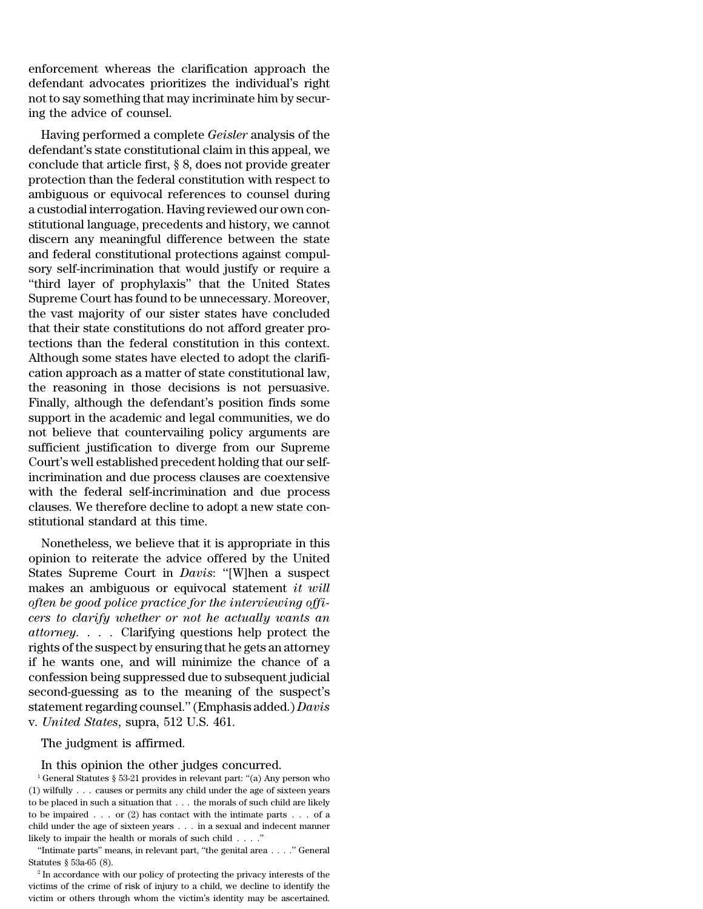enforcement whereas the clarification approach the defendant advocates prioritizes the individual's right not to say something that may incriminate him by securing the advice of counsel.

Having performed a complete *Geisler* analysis of the defendant's state constitutional claim in this appeal, we conclude that article first, § 8, does not provide greater protection than the federal constitution with respect to ambiguous or equivocal references to counsel during a custodial interrogation. Having reviewed our own constitutional language, precedents and history, we cannot discern any meaningful difference between the state and federal constitutional protections against compulsory self-incrimination that would justify or require a "third layer of prophylaxis" that the United States Supreme Court has found to be unnecessary. Moreover, the vast majority of our sister states have concluded that their state constitutions do not afford greater protections than the federal constitution in this context. Although some states have elected to adopt the clarification approach as a matter of state constitutional law, the reasoning in those decisions is not persuasive. Finally, although the defendant's position finds some support in the academic and legal communities, we do not believe that countervailing policy arguments are sufficient justification to diverge from our Supreme Court's well established precedent holding that our self-incrimination and due process clauses are coextensive with the federal self-incrimination and due process clauses. We therefore decline to adopt a new state constitutional standard at this time.

Nonetheless, we believe that it is appropriate in this opinion to reiterate the advice offered by the United States Supreme Court in *Davis*: "[W]hen a suspect makes an ambiguous or equivocal statement *it will often be good police practice for the interviewing officers to clarify whether or not he actually wants an attorney*. . . . Clarifying questions help protect the rights of the suspect by ensuring that he gets an attorney if he wants one, and will minimize the chance of a confession being suppressed due to subsequent judicial second-guessing as to the meaning of the suspect's statement regarding counsel." (Emphasis added.) *Davis* v. *United States*, supra, 512 U.S. 461.

The judgment is affirmed.

In this opinion the other judges concurred.

[1] General Statutes § 53-21 provides in relevant part: "(a) Any person who (1) wilfully . . . causes or permits any child under the age of sixteen years to be placed in such a situation that . . . the morals of such child are likely to be impaired . . . or (2) has contact with the intimate parts . . . of a child under the age of sixteen years . . . in a sexual and indecent manner likely to impair the health or morals of such child . . . ."

"Intimate parts" means, in relevant part, "the genital area . . . ." General Statutes § 53a-65 (8).

[2] In accordance with our policy of protecting the privacy interests of the victims of the crime of risk of injury to a child, we decline to identify the victim or others through whom the victim's identity may be ascertained.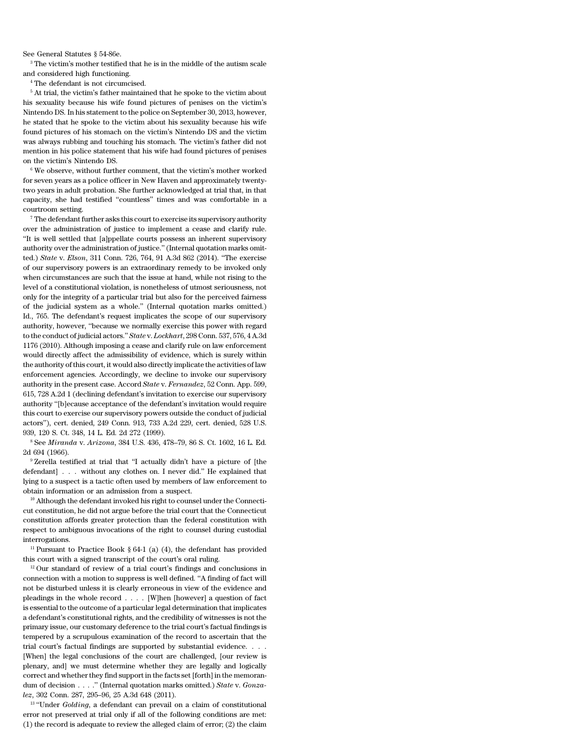See General Statutes § 54-86e.

[3] The victim's mother testified that he is in the middle of the autism scale and considered high functioning.

[4] The defendant is not circumcised.

[5] At trial, the victim's father maintained that he spoke to the victim about his sexuality because his wife found pictures of penises on the victim's Nintendo DS. In his statement to the police on September 30, 2013, however, he stated that he spoke to the victim about his sexuality because his wife found pictures of his stomach on the victim's Nintendo DS and the victim was always rubbing and touching his stomach. The victim's father did not mention in his police statement that his wife had found pictures of penises on the victim's Nintendo DS.

[6] We observe, without further comment, that the victim's mother worked for seven years as a police officer in New Haven and approximately twenty-two years in adult probation. She further acknowledged at trial that, in that capacity, she had testified "countless" times and was comfortable in a courtroom setting.

[7] The defendant further asks this court to exercise its supervisory authority over the administration of justice to implement a cease and clarify rule. "It is well settled that [a]ppellate courts possess an inherent supervisory authority over the administration of justice." (Internal quotation marks omitted.) *State* v. *Elson*, 311 Conn. 726, 764, 91 A.3d 862 (2014). "The exercise of our supervisory powers is an extraordinary remedy to be invoked only when circumstances are such that the issue at hand, while not rising to the level of a constitutional violation, is nonetheless of utmost seriousness, not only for the integrity of a particular trial but also for the perceived fairness of the judicial system as a whole." (Internal quotation marks omitted.) Id., 765. The defendant's request implicates the scope of our supervisory authority, however, "because we normally exercise this power with regard to the conduct of judicial actors." *State* v. *Lockhart*, 298 Conn. 537, 576, 4 A.3d 1176 (2010). Although imposing a cease and clarify rule on law enforcement would directly affect the admissibility of evidence, which is surely within the authority of this court, it would also directly implicate the activities of law enforcement agencies. Accordingly, we decline to invoke our supervisory authority in the present case. Accord *State* v. *Fernandez*, 52 Conn. App. 599, 615, 728 A.2d 1 (declining defendant's invitation to exercise our supervisory authority "[b]ecause acceptance of the defendant's invitation would require this court to exercise our supervisory powers outside the conduct of judicial actors"), cert. denied, 249 Conn. 913, 733 A.2d 229, cert. denied, 528 U.S. 939, 120 S. Ct. 348, 14 L. Ed. 2d 272 (1999).

[8] See *Miranda* v. *Arizona*, 384 U.S. 436, 478–79, 86 S. Ct. 1602, 16 L. Ed. 2d 694 (1966).

[9] Zerella testified at trial that "I actually didn't have a picture of [the defendant] . . . without any clothes on. I never did." He explained that lying to a suspect is a tactic often used by members of law enforcement to obtain information or an admission from a suspect.

[10] Although the defendant invoked his right to counsel under the Connecticut constitution, he did not argue before the trial court that the Connecticut constitution affords greater protection than the federal constitution with respect to ambiguous invocations of the right to counsel during custodial interrogations.

[11] Pursuant to Practice Book § 64-1 (a) (4), the defendant has provided this court with a signed transcript of the court's oral ruling.

[12] Our standard of review of a trial court's findings and conclusions in connection with a motion to suppress is well defined. "A finding of fact will not be disturbed unless it is clearly erroneous in view of the evidence and pleadings in the whole record . . . . [W]hen [however] a question of fact is essential to the outcome of a particular legal determination that implicates a defendant's constitutional rights, and the credibility of witnesses is not the primary issue, our customary deference to the trial court's factual findings is tempered by a scrupulous examination of the record to ascertain that the trial court's factual findings are supported by substantial evidence. . . . [When] the legal conclusions of the court are challenged, [our review is plenary, and] we must determine whether they are legally and logically correct and whether they find support in the facts set [forth] in the memorandum of decision . . . ." (Internal quotation marks omitted.) *State* v. *Gonzalez*, 302 Conn. 287, 295–96, 25 A.3d 648 (2011).

[13] "Under *Golding*, a defendant can prevail on a claim of constitutional error not preserved at trial only if all of the following conditions are met: (1) the record is adequate to review the alleged claim of error; (2) the claim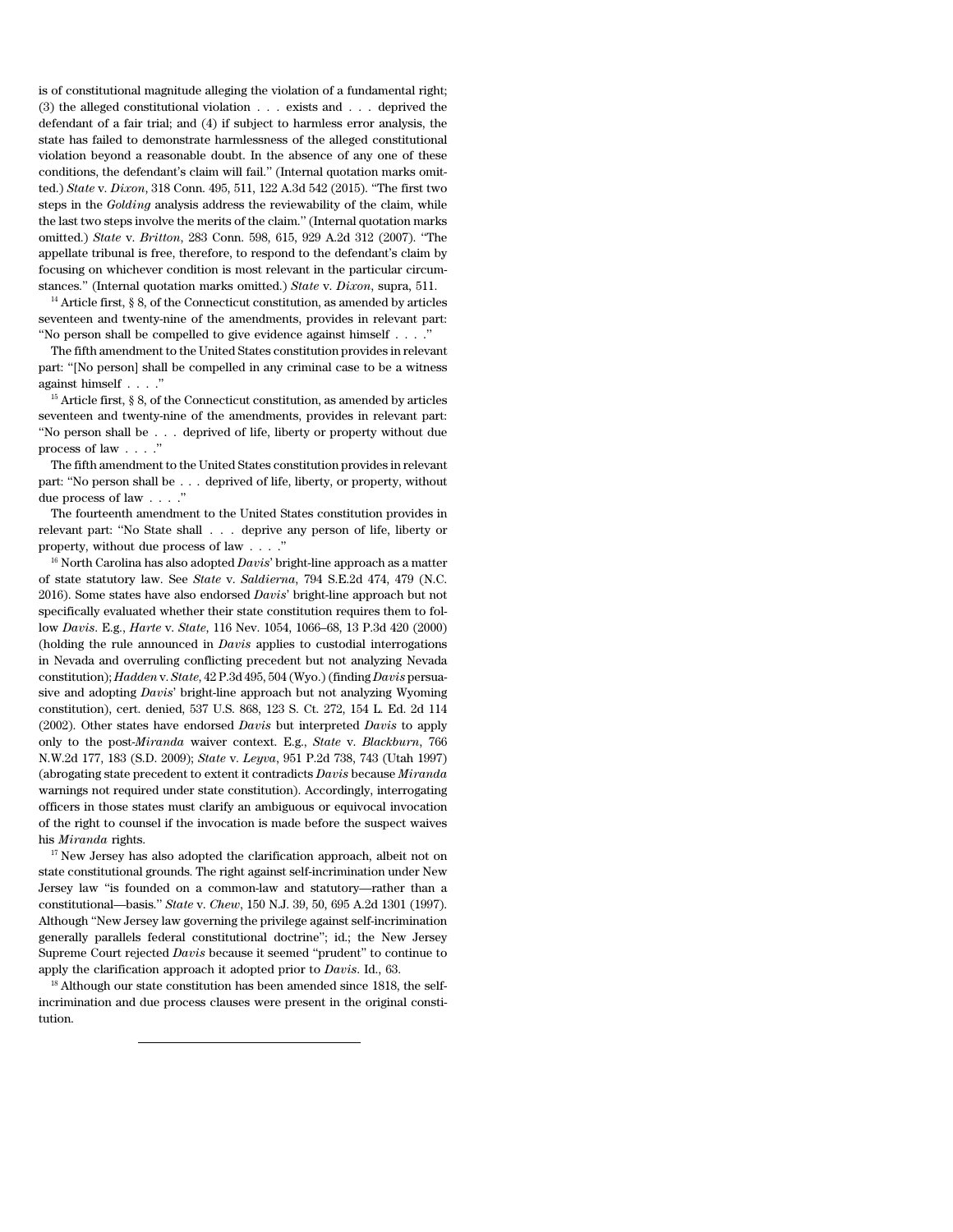is of constitutional magnitude alleging the violation of a fundamental right; (3) the alleged constitutional violation . . . exists and . . . deprived the defendant of a fair trial; and (4) if subject to harmless error analysis, the state has failed to demonstrate harmlessness of the alleged constitutional violation beyond a reasonable doubt. In the absence of any one of these conditions, the defendant's claim will fail.'' (Internal quotation marks omitted.) *State* v. *Dixon*, 318 Conn. 495, 511, 122 A.3d 542 (2015). ''The first two steps in the *Golding* analysis address the reviewability of the claim, while the last two steps involve the merits of the claim.'' (Internal quotation marks omitted.) *State* v. *Britton*, 283 Conn. 598, 615, 929 A.2d 312 (2007). ''The appellate tribunal is free, therefore, to respond to the defendant's claim by focusing on whichever condition is most relevant in the particular circumstances.'' (Internal quotation marks omitted.) *State* v. *Dixon*, supra, 511.

[14] Article first, § 8, of the Connecticut constitution, as amended by articles seventeen and twenty-nine of the amendments, provides in relevant part: ''No person shall be compelled to give evidence against himself . . . .''

The fifth amendment to the United States constitution provides in relevant part: ''[No person] shall be compelled in any criminal case to be a witness against himself . . . .''

[15] Article first, § 8, of the Connecticut constitution, as amended by articles seventeen and twenty-nine of the amendments, provides in relevant part: ''No person shall be . . . deprived of life, liberty or property without due process of law . . . .''

The fifth amendment to the United States constitution provides in relevant part: ''No person shall be . . . deprived of life, liberty, or property, without due process of law . . . .''

The fourteenth amendment to the United States constitution provides in relevant part: ''No State shall . . . deprive any person of life, liberty or property, without due process of law . . . .''

[16] North Carolina has also adopted *Davis*' bright-line approach as a matter of state statutory law. See *State* v. *Saldierna*, 794 S.E.2d 474, 479 (N.C. 2016). Some states have also endorsed *Davis*' bright-line approach but not specifically evaluated whether their state constitution requires them to follow *Davis*. E.g., *Harte* v. *State*, 116 Nev. 1054, 1066–68, 13 P.3d 420 (2000) (holding the rule announced in *Davis* applies to custodial interrogations in Nevada and overruling conflicting precedent but not analyzing Nevada constitution); *Hadden* v. *State*, 42 P.3d 495, 504 (Wyo.) (finding *Davis* persuasive and adopting *Davis*' bright-line approach but not analyzing Wyoming constitution), cert. denied, 537 U.S. 868, 123 S. Ct. 272, 154 L. Ed. 2d 114 (2002). Other states have endorsed *Davis* but interpreted *Davis* to apply only to the post-*Miranda* waiver context. E.g., *State* v. *Blackburn*, 766 N.W.2d 177, 183 (S.D. 2009); *State* v. *Leyva*, 951 P.2d 738, 743 (Utah 1997) (abrogating state precedent to extent it contradicts *Davis* because *Miranda* warnings not required under state constitution). Accordingly, interrogating officers in those states must clarify an ambiguous or equivocal invocation of the right to counsel if the invocation is made before the suspect waives his *Miranda* rights.

[17] New Jersey has also adopted the clarification approach, albeit not on state constitutional grounds. The right against self-incrimination under New Jersey law ''is founded on a common-law and statutory—rather than a constitutional—basis.'' *State* v. *Chew*, 150 N.J. 39, 50, 695 A.2d 1301 (1997). Although ''New Jersey law governing the privilege against self-incrimination generally parallels federal constitutional doctrine''; id.; the New Jersey Supreme Court rejected *Davis* because it seemed ''prudent'' to continue to apply the clarification approach it adopted prior to *Davis*. Id., 63.

[18] Although our state constitution has been amended since 1818, the self-incrimination and due process clauses were present in the original constitution.